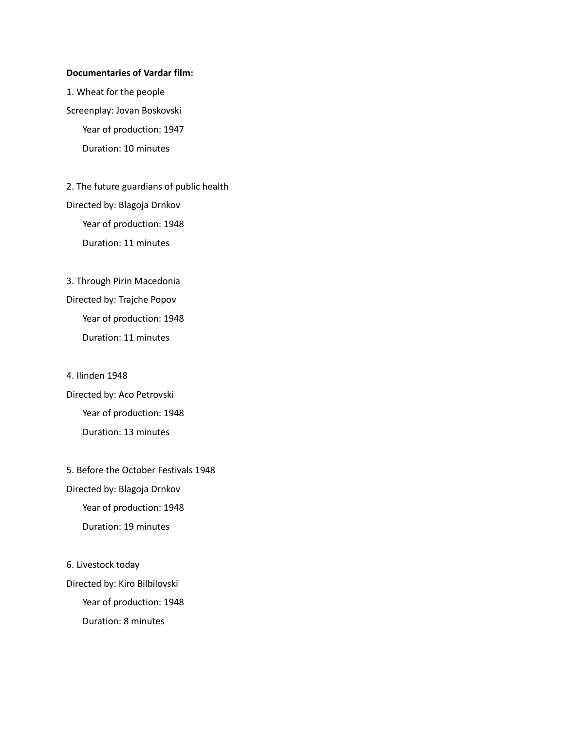**Documentaries of Vardar film:**

1. Wheat for the people

Screenplay: Jovan Boskovski

Year of production: 1947

Duration: 10 minutes

2. The future guardians of public health

Directed by: Blagoja Drnkov

Year of production: 1948

Duration: 11 minutes

3. Through Pirin Macedonia

Directed by: Trajche Popov

Year of production: 1948

Duration: 11 minutes

4. Ilinden 1948

Directed by: Aco Petrovski

Year of production: 1948

Duration: 13 minutes

5. Before the October Festivals 1948

Directed by: Blagoja Drnkov

Year of production: 1948

Duration: 19 minutes

6. Livestock today

Directed by: Kiro Bilbilovski

Year of production: 1948

Duration: 8 minutes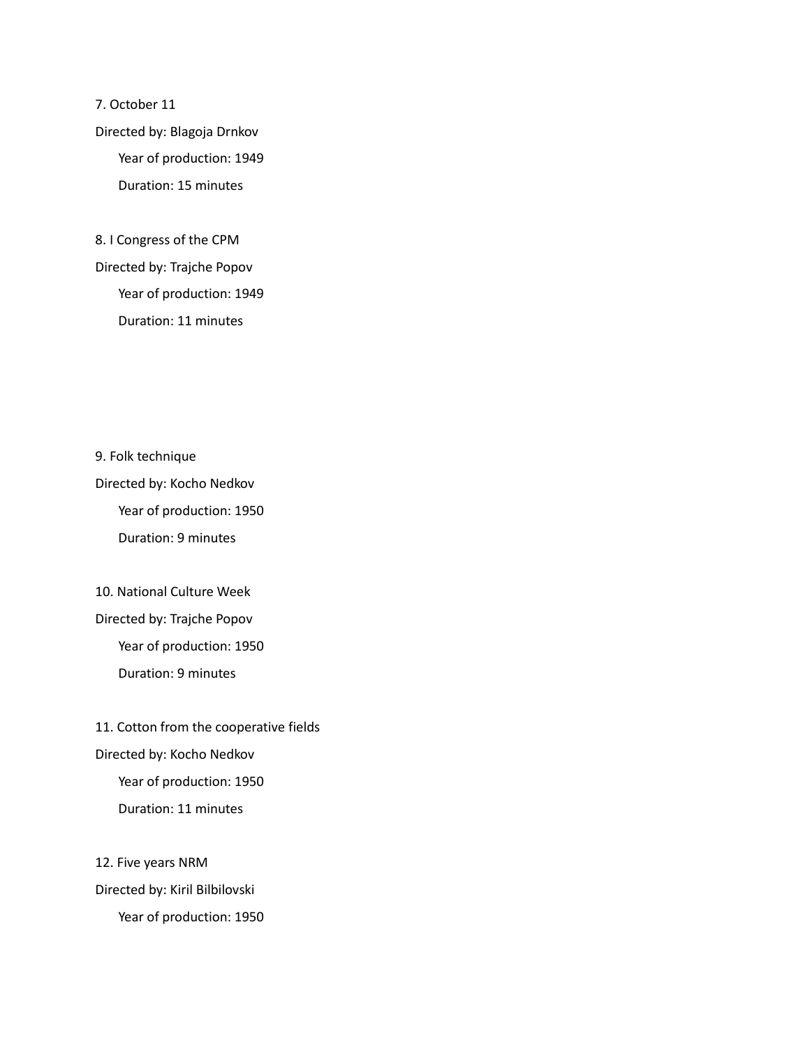7. October 11

Directed by: Blagoja Drnkov

Year of production: 1949

Duration: 15 minutes

8. I Congress of the CPM

Directed by: Trajche Popov

Year of production: 1949

Duration: 11 minutes

9. Folk technique

Directed by: Kocho Nedkov

Year of production: 1950

Duration: 9 minutes

10. National Culture Week

Directed by: Trajche Popov

Year of production: 1950

Duration: 9 minutes

11. Cotton from the cooperative fields

Directed by: Kocho Nedkov

Year of production: 1950

Duration: 11 minutes

12. Five years NRM

Directed by: Kiril Bilbilovski

Year of production: 1950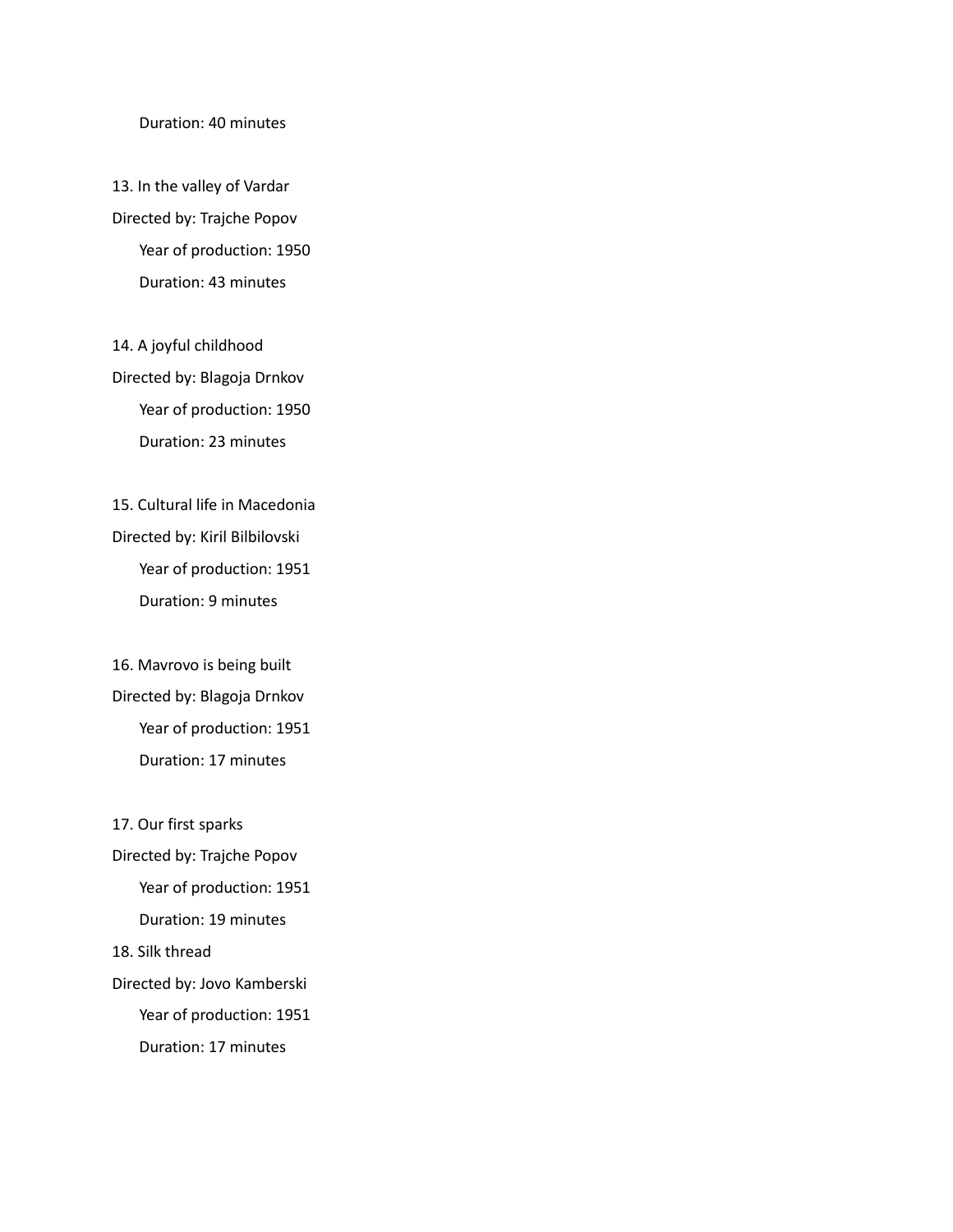Duration: 40 minutes

13. In the valley of Vardar

Directed by: Trajche Popov

Year of production: 1950

Duration: 43 minutes

14. A joyful childhood

Directed by: Blagoja Drnkov

Year of production: 1950

Duration: 23 minutes

15. Cultural life in Macedonia

Directed by: Kiril Bilbilovski

Year of production: 1951

Duration: 9 minutes

16. Mavrovo is being built

Directed by: Blagoja Drnkov

Year of production: 1951

Duration: 17 minutes

17. Our first sparks

Directed by: Trajche Popov

Year of production: 1951

Duration: 19 minutes

18. Silk thread

Directed by: Jovo Kamberski

Year of production: 1951

Duration: 17 minutes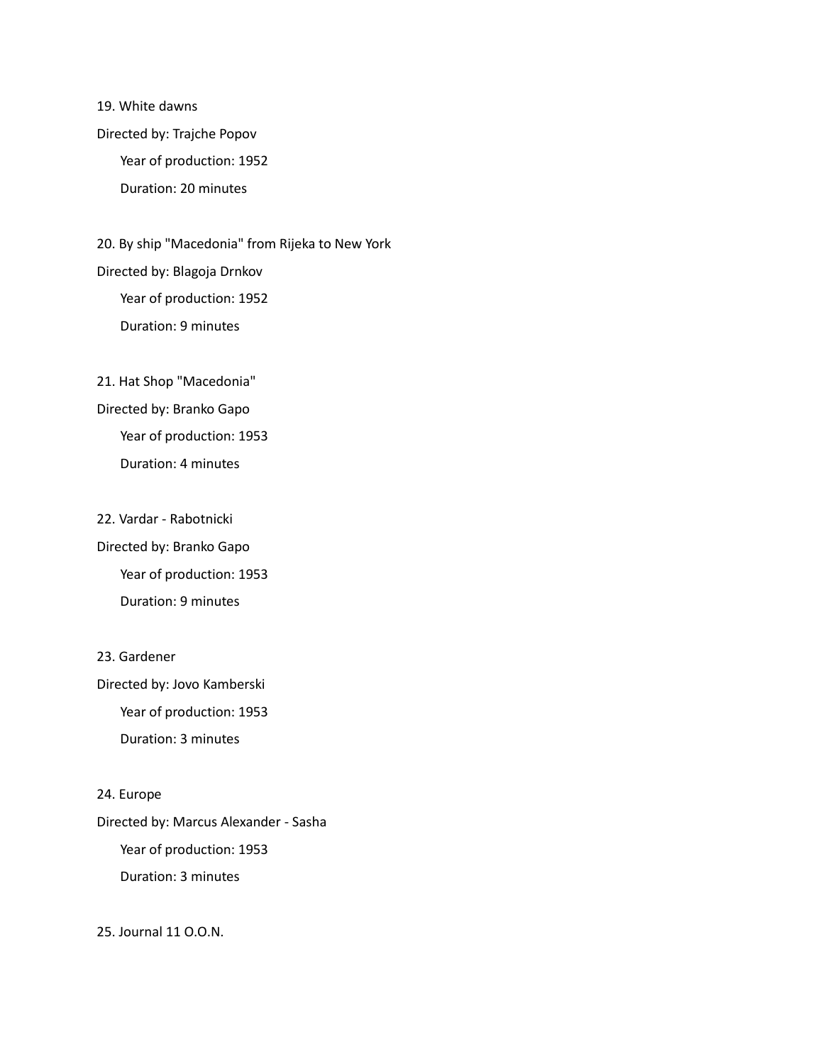19. White dawns

Directed by: Trajche Popov

Year of production: 1952

Duration: 20 minutes

20. By ship "Macedonia" from Rijeka to New York

Directed by: Blagoja Drnkov

Year of production: 1952

Duration: 9 minutes

21. Hat Shop "Macedonia"

Directed by: Branko Gapo

Year of production: 1953

Duration: 4 minutes

22. Vardar - Rabotnicki

Directed by: Branko Gapo

Year of production: 1953

Duration: 9 minutes

23. Gardener

Directed by: Jovo Kamberski

Year of production: 1953

Duration: 3 minutes

24. Europe

Directed by: Marcus Alexander - Sasha

Year of production: 1953

Duration: 3 minutes

25. Journal 11 O.O.N.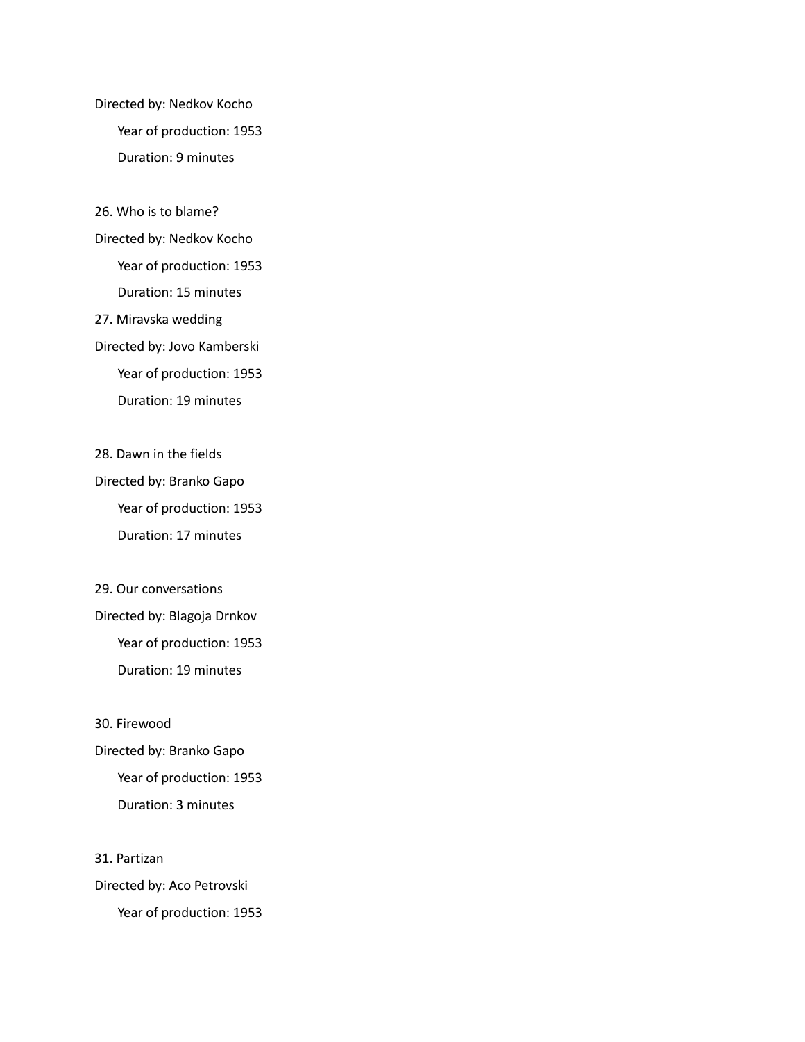Directed by: Nedkov Kocho

Year of production: 1953

Duration: 9 minutes

26. Who is to blame?

Directed by: Nedkov Kocho

Year of production: 1953

Duration: 15 minutes

27. Miravska wedding

Directed by: Jovo Kamberski

Year of production: 1953

Duration: 19 minutes

28. Dawn in the fields

Directed by: Branko Gapo

Year of production: 1953

Duration: 17 minutes

29. Our conversations

Directed by: Blagoja Drnkov

Year of production: 1953

Duration: 19 minutes

30. Firewood

Directed by: Branko Gapo

Year of production: 1953

Duration: 3 minutes

31. Partizan

Directed by: Aco Petrovski

Year of production: 1953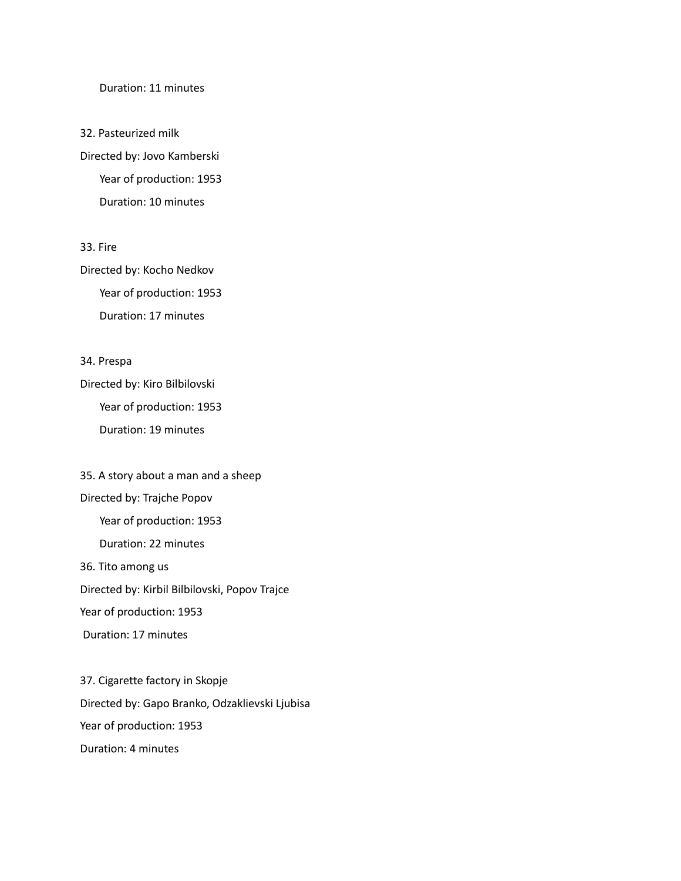Duration: 11 minutes

32. Pasteurized milk

Directed by: Jovo Kamberski

Year of production: 1953

Duration: 10 minutes

33. Fire

Directed by: Kocho Nedkov

Year of production: 1953

Duration: 17 minutes

34. Prespa

Directed by: Kiro Bilbilovski

Year of production: 1953

Duration: 19 minutes

35. A story about a man and a sheep

Directed by: Trajche Popov

Year of production: 1953

Duration: 22 minutes

36. Tito among us

Directed by: Kirbil Bilbilovski, Popov Trajce

Year of production: 1953

Duration: 17 minutes

37. Cigarette factory in Skopje

Directed by: Gapo Branko, Odzaklievski Ljubisa

Year of production: 1953

Duration: 4 minutes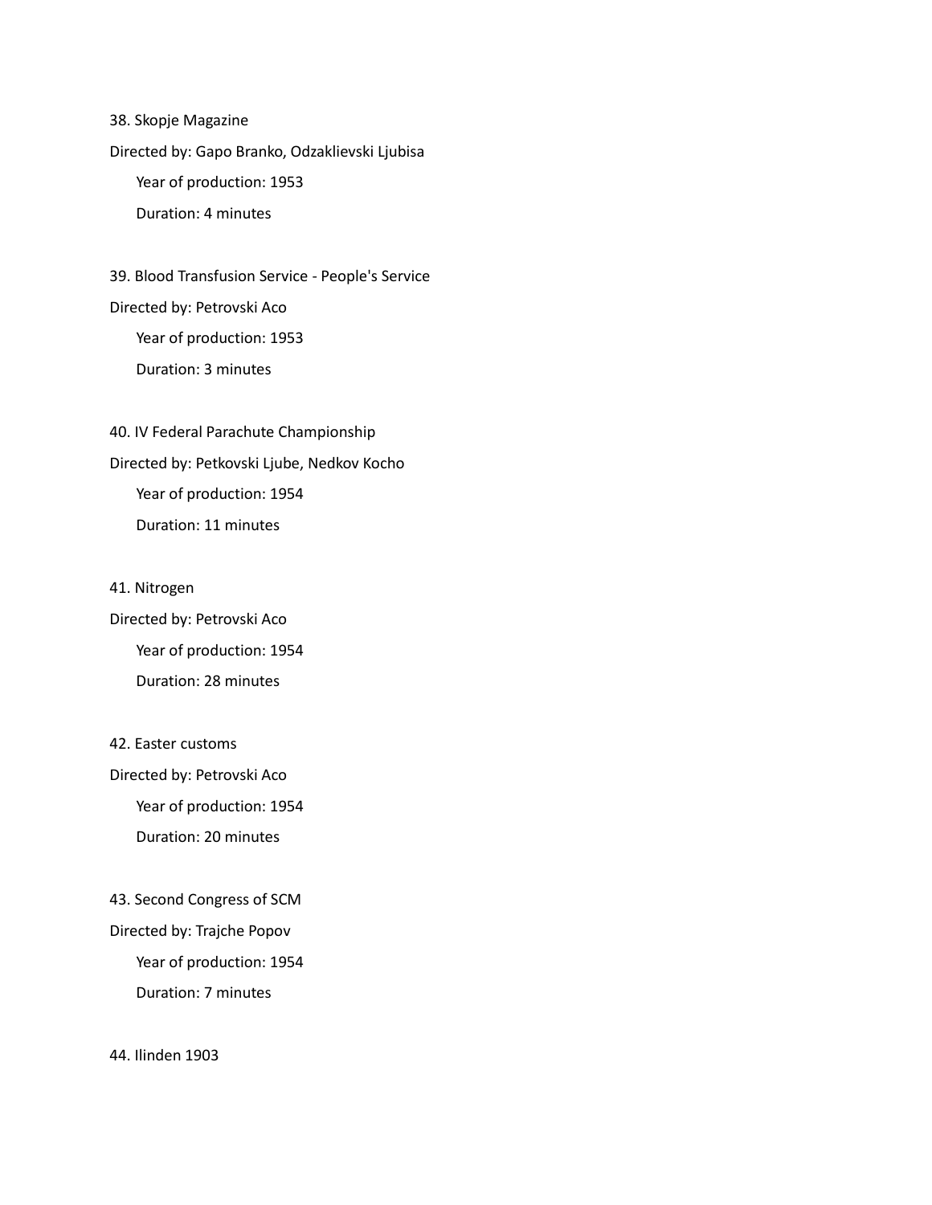38. Skopje Magazine

Directed by: Gapo Branko, Odzaklievski Ljubisa

Year of production: 1953

Duration: 4 minutes

39. Blood Transfusion Service - People's Service

Directed by: Petrovski Aco

Year of production: 1953

Duration: 3 minutes

40. IV Federal Parachute Championship

Directed by: Petkovski Ljube, Nedkov Kocho

Year of production: 1954

Duration: 11 minutes

41. Nitrogen

Directed by: Petrovski Aco

Year of production: 1954

Duration: 28 minutes

42. Easter customs

Directed by: Petrovski Aco

Year of production: 1954

Duration: 20 minutes

43. Second Congress of SCM

Directed by: Trajche Popov

Year of production: 1954

Duration: 7 minutes

44. Ilinden 1903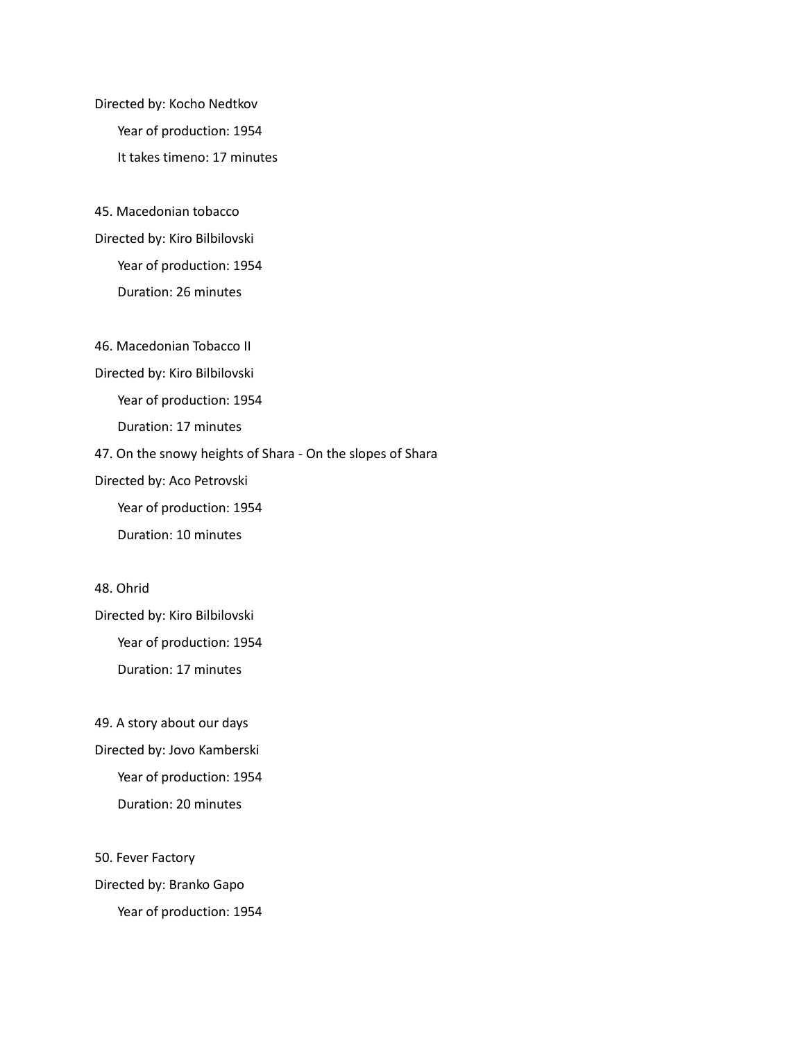Directed by: Kocho Nedtkov

Year of production: 1954

It takes timeno: 17 minutes

45. Macedonian tobacco

Directed by: Kiro Bilbilovski

Year of production: 1954

Duration: 26 minutes

46. Macedonian Tobacco II

Directed by: Kiro Bilbilovski

Year of production: 1954

Duration: 17 minutes

47. On the snowy heights of Shara - On the slopes of Shara

Directed by: Aco Petrovski

Year of production: 1954

Duration: 10 minutes

48. Ohrid

Directed by: Kiro Bilbilovski

Year of production: 1954

Duration: 17 minutes

49. A story about our days

Directed by: Jovo Kamberski

Year of production: 1954

Duration: 20 minutes

50. Fever Factory

Directed by: Branko Gapo

Year of production: 1954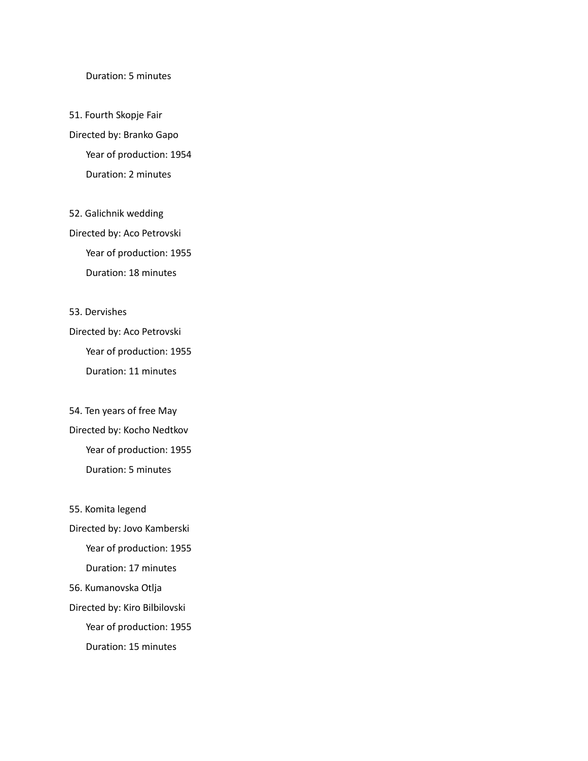Duration: 5 minutes

51. Fourth Skopje Fair

Directed by: Branko Gapo

Year of production: 1954

Duration: 2 minutes

52. Galichnik wedding

Directed by: Aco Petrovski

Year of production: 1955

Duration: 18 minutes

53. Dervishes

Directed by: Aco Petrovski

Year of production: 1955

Duration: 11 minutes

54. Ten years of free May

Directed by: Kocho Nedtkov

Year of production: 1955

Duration: 5 minutes

55. Komita legend

Directed by: Jovo Kamberski

Year of production: 1955

Duration: 17 minutes

56. Kumanovska Otlja

Directed by: Kiro Bilbilovski

Year of production: 1955

Duration: 15 minutes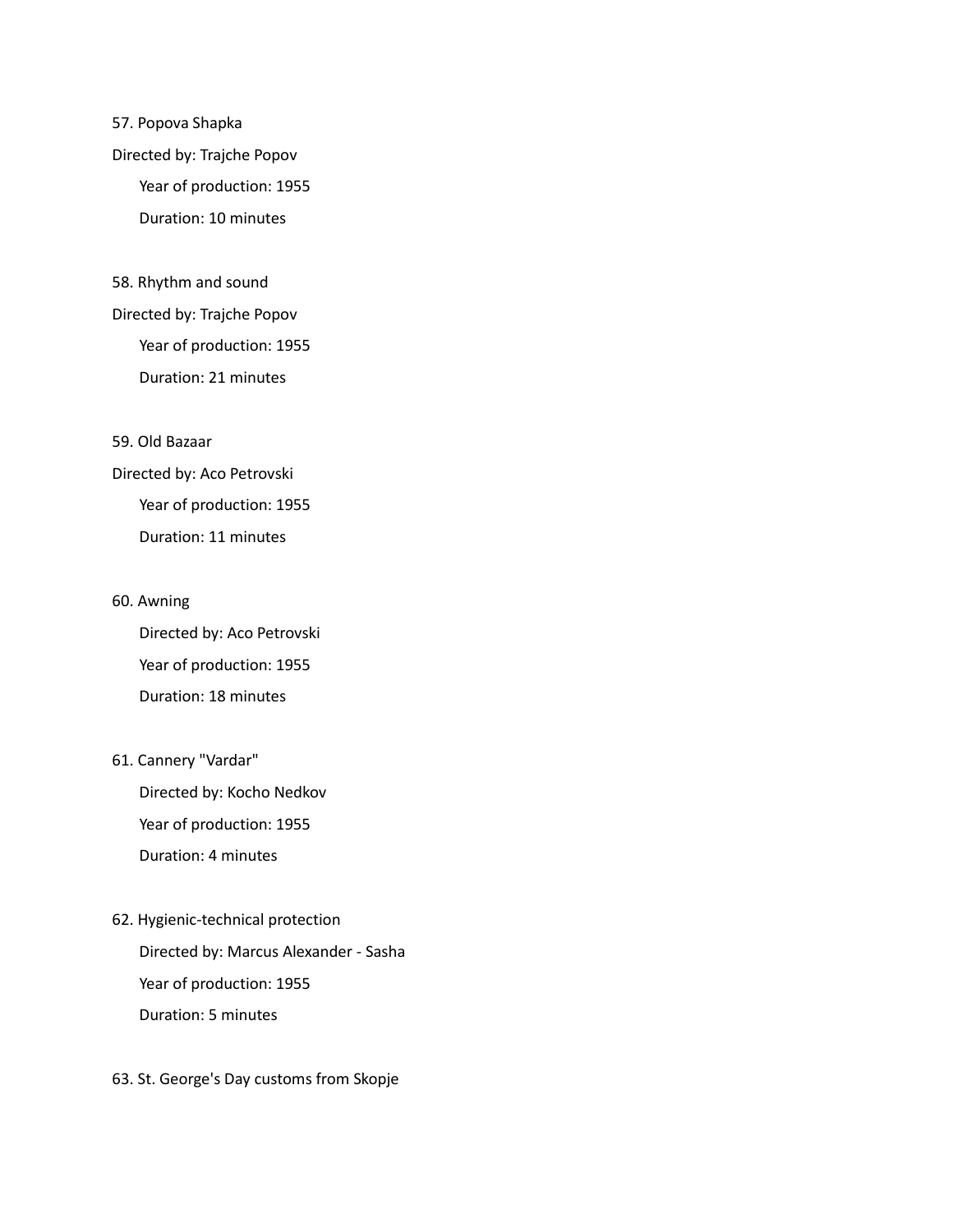57. Popova Shapka

Directed by: Trajche Popov

Year of production: 1955

Duration: 10 minutes

58. Rhythm and sound

Directed by: Trajche Popov

Year of production: 1955

Duration: 21 minutes

59. Old Bazaar

Directed by: Aco Petrovski

Year of production: 1955

Duration: 11 minutes

60. Awning

Directed by: Aco Petrovski

Year of production: 1955

Duration: 18 minutes

61. Cannery "Vardar"

Directed by: Kocho Nedkov

Year of production: 1955

Duration: 4 minutes

62. Hygienic-technical protection

Directed by: Marcus Alexander - Sasha

Year of production: 1955

Duration: 5 minutes

63. St. George's Day customs from Skopje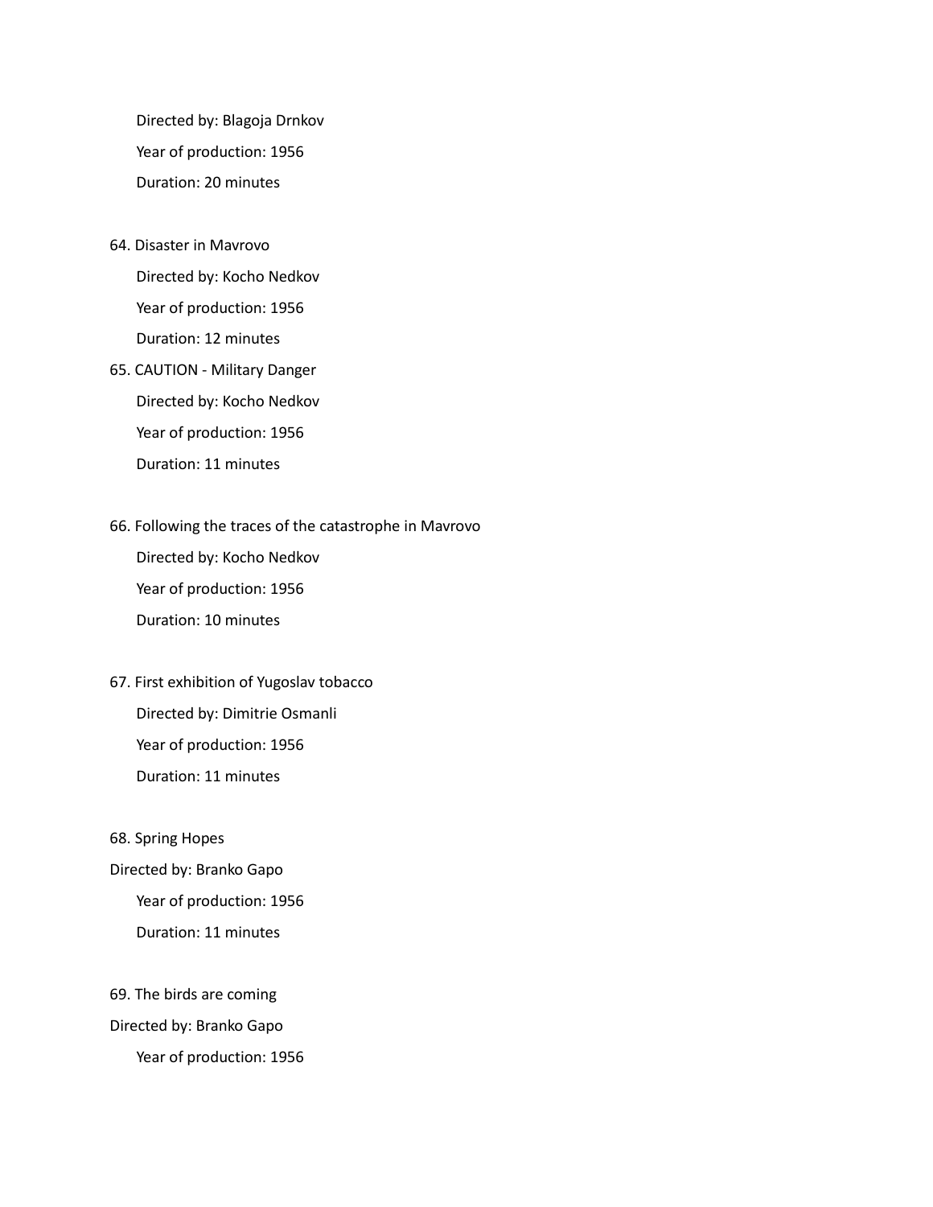Directed by: Blagoja Drnkov

Year of production: 1956

Duration: 20 minutes

64. Disaster in Mavrovo

    Directed by: Kocho Nedkov

    Year of production: 1956

    Duration: 12 minutes

65. CAUTION - Military Danger

    Directed by: Kocho Nedkov

    Year of production: 1956

    Duration: 11 minutes

66. Following the traces of the catastrophe in Mavrovo

    Directed by: Kocho Nedkov

    Year of production: 1956

    Duration: 10 minutes

67. First exhibition of Yugoslav tobacco

    Directed by: Dimitrie Osmanli

    Year of production: 1956

    Duration: 11 minutes

68. Spring Hopes

    Directed by: Branko Gapo

    Year of production: 1956

    Duration: 11 minutes

69. The birds are coming

    Directed by: Branko Gapo

    Year of production: 1956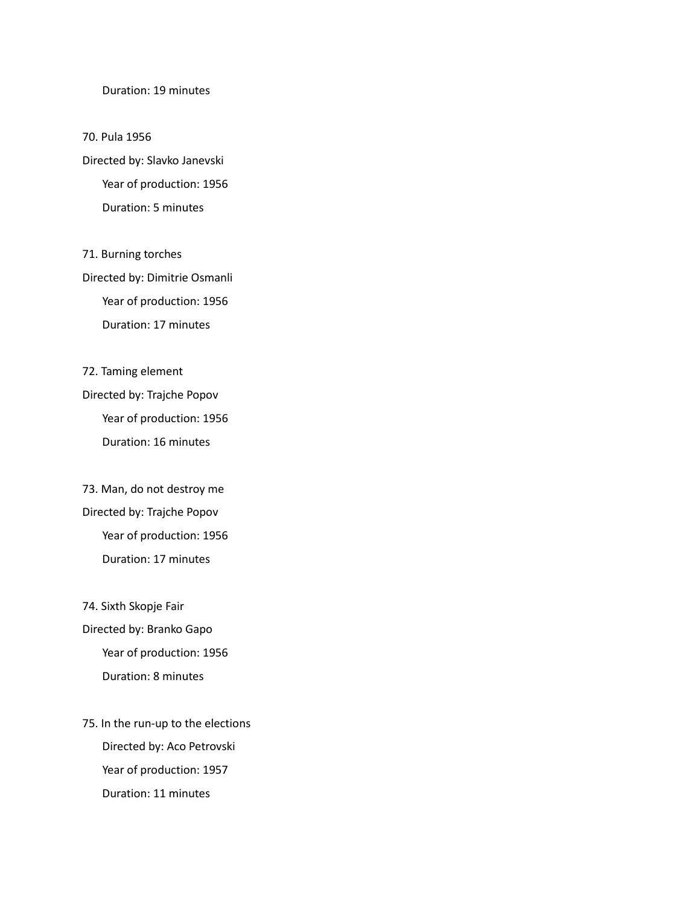Duration: 19 minutes

70. Pula 1956

Directed by: Slavko Janevski

Year of production: 1956

Duration: 5 minutes

71. Burning torches

Directed by: Dimitrie Osmanli

Year of production: 1956

Duration: 17 minutes

72. Taming element

Directed by: Trajche Popov

Year of production: 1956

Duration: 16 minutes

73. Man, do not destroy me

Directed by: Trajche Popov

Year of production: 1956

Duration: 17 minutes

74. Sixth Skopje Fair

Directed by: Branko Gapo

Year of production: 1956

Duration: 8 minutes

75. In the run-up to the elections

Directed by: Aco Petrovski

Year of production: 1957

Duration: 11 minutes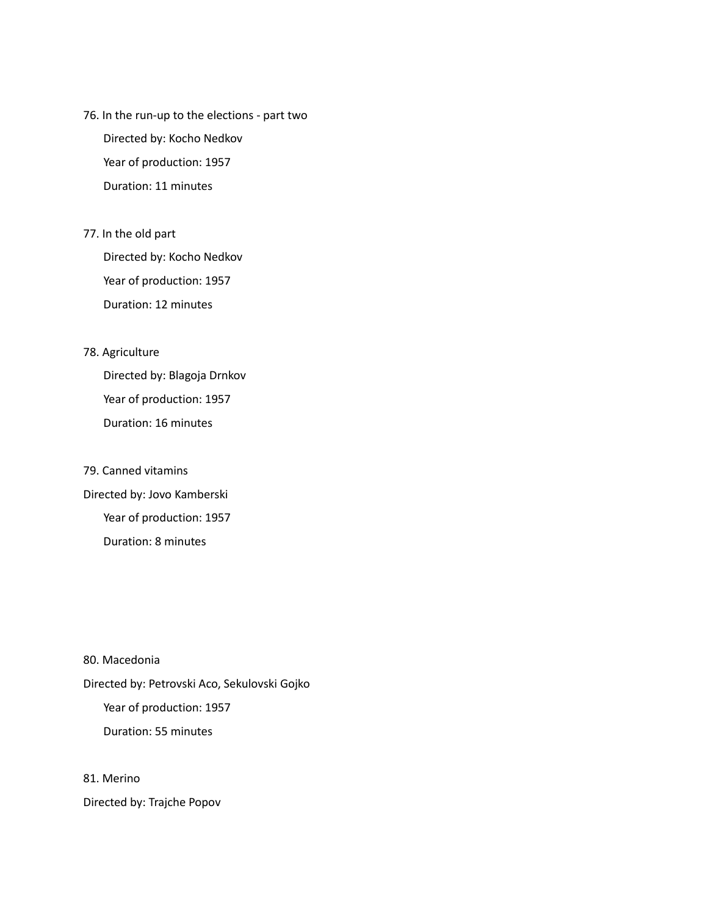76. In the run-up to the elections - part two

    Directed by: Kocho Nedkov

    Year of production: 1957

    Duration: 11 minutes

77. In the old part

    Directed by: Kocho Nedkov

    Year of production: 1957

    Duration: 12 minutes

78. Agriculture

    Directed by: Blagoja Drnkov

    Year of production: 1957

    Duration: 16 minutes

79. Canned vitamins

Directed by: Jovo Kamberski

    Year of production: 1957

    Duration: 8 minutes

80. Macedonia

Directed by: Petrovski Aco, Sekulovski Gojko

    Year of production: 1957

    Duration: 55 minutes

81. Merino

Directed by: Trajche Popov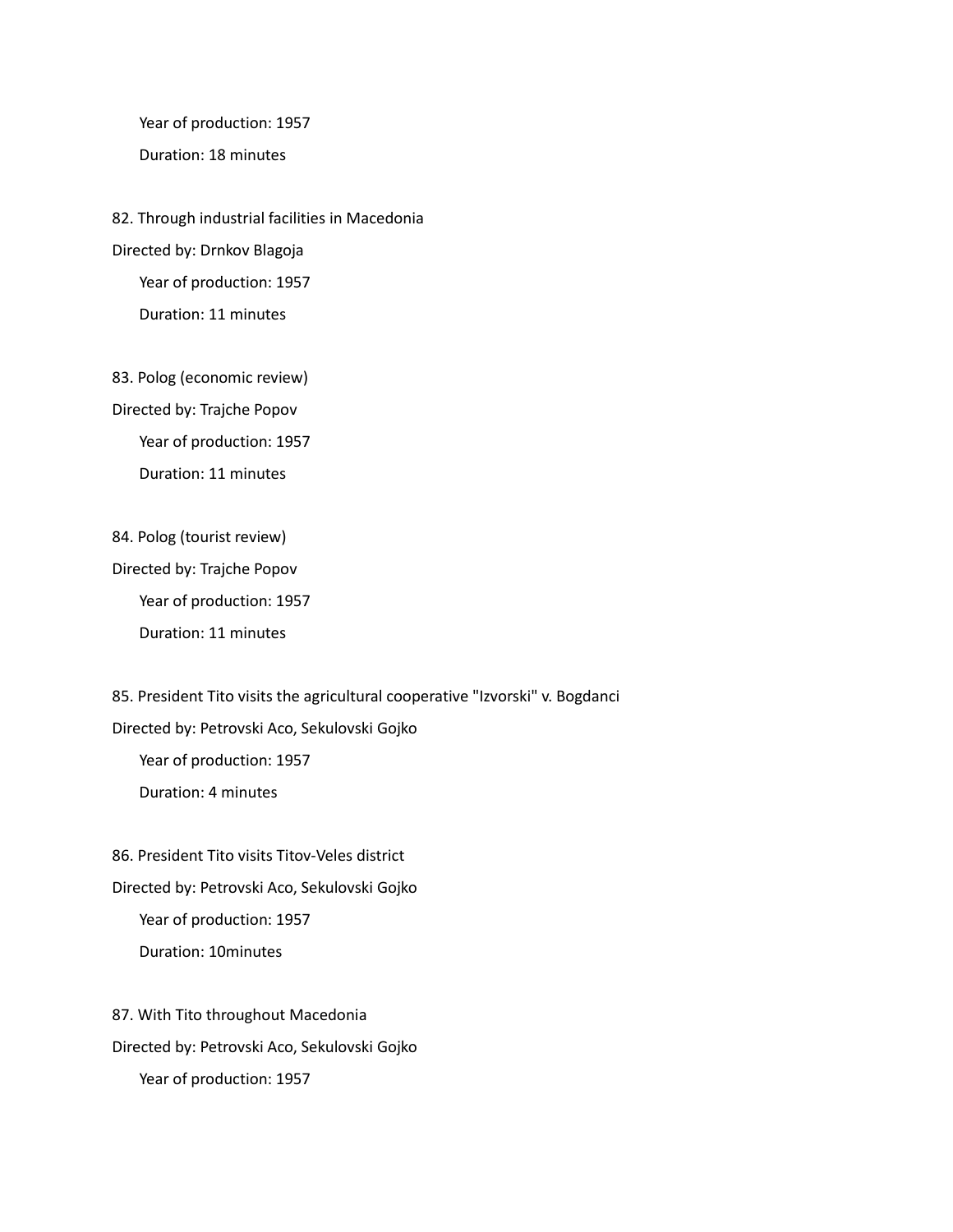Year of production: 1957

Duration: 18 minutes

82. Through industrial facilities in Macedonia

Directed by: Drnkov Blagoja

Year of production: 1957

Duration: 11 minutes

83. Polog (economic review)

Directed by: Trajche Popov

Year of production: 1957

Duration: 11 minutes

84. Polog (tourist review)

Directed by: Trajche Popov

Year of production: 1957

Duration: 11 minutes

85. President Tito visits the agricultural cooperative "Izvorski" v. Bogdanci

Directed by: Petrovski Aco, Sekulovski Gojko

Year of production: 1957

Duration: 4 minutes

86. President Tito visits Titov-Veles district

Directed by: Petrovski Aco, Sekulovski Gojko

Year of production: 1957

Duration: 10minutes

87. With Tito throughout Macedonia

Directed by: Petrovski Aco, Sekulovski Gojko

Year of production: 1957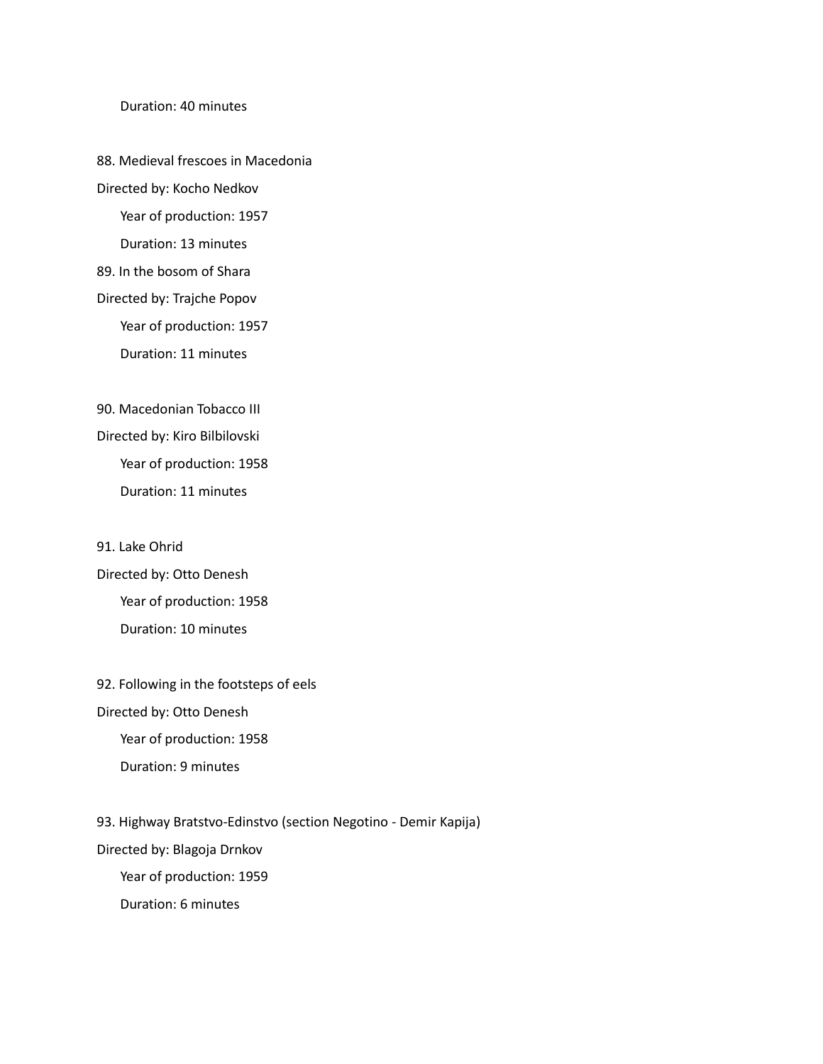Duration: 40 minutes

88. Medieval frescoes in Macedonia

Directed by: Kocho Nedkov

Year of production: 1957

Duration: 13 minutes

89. In the bosom of Shara

Directed by: Trajche Popov

Year of production: 1957

Duration: 11 minutes

90. Macedonian Tobacco III

Directed by: Kiro Bilbilovski

Year of production: 1958

Duration: 11 minutes

91. Lake Ohrid

Directed by: Otto Denesh

Year of production: 1958

Duration: 10 minutes

92. Following in the footsteps of eels

Directed by: Otto Denesh

Year of production: 1958

Duration: 9 minutes

93. Highway Bratstvo-Edinstvo (section Negotino - Demir Kapija)

Directed by: Blagoja Drnkov

Year of production: 1959

Duration: 6 minutes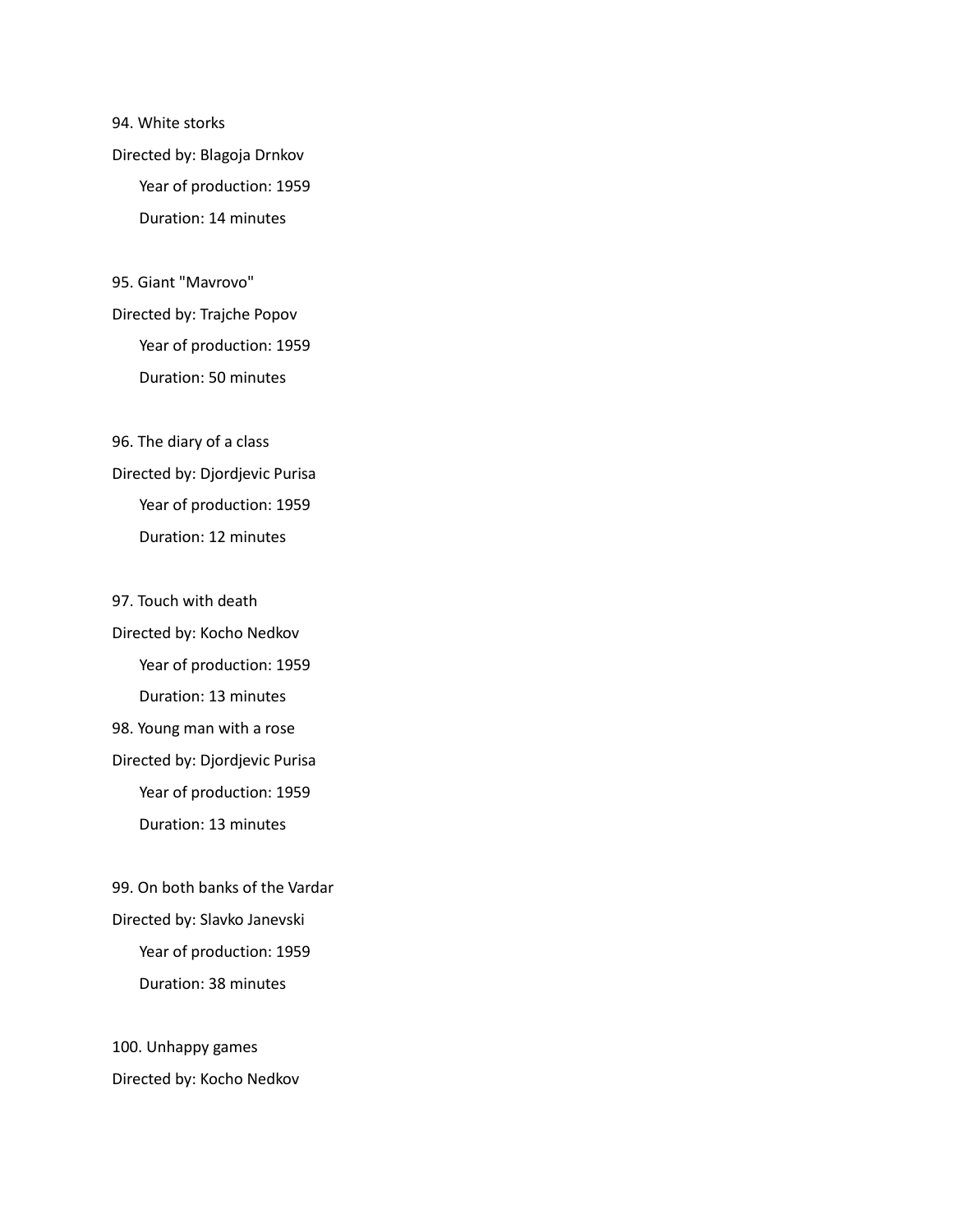94. White storks

Directed by: Blagoja Drnkov

Year of production: 1959

Duration: 14 minutes

95. Giant "Mavrovo"

Directed by: Trajche Popov

Year of production: 1959

Duration: 50 minutes

96. The diary of a class

Directed by: Djordjevic Purisa

Year of production: 1959

Duration: 12 minutes

97. Touch with death

Directed by: Kocho Nedkov

Year of production: 1959

Duration: 13 minutes

98. Young man with a rose

Directed by: Djordjevic Purisa

Year of production: 1959

Duration: 13 minutes

99. On both banks of the Vardar

Directed by: Slavko Janevski

Year of production: 1959

Duration: 38 minutes

100. Unhappy games

Directed by: Kocho Nedkov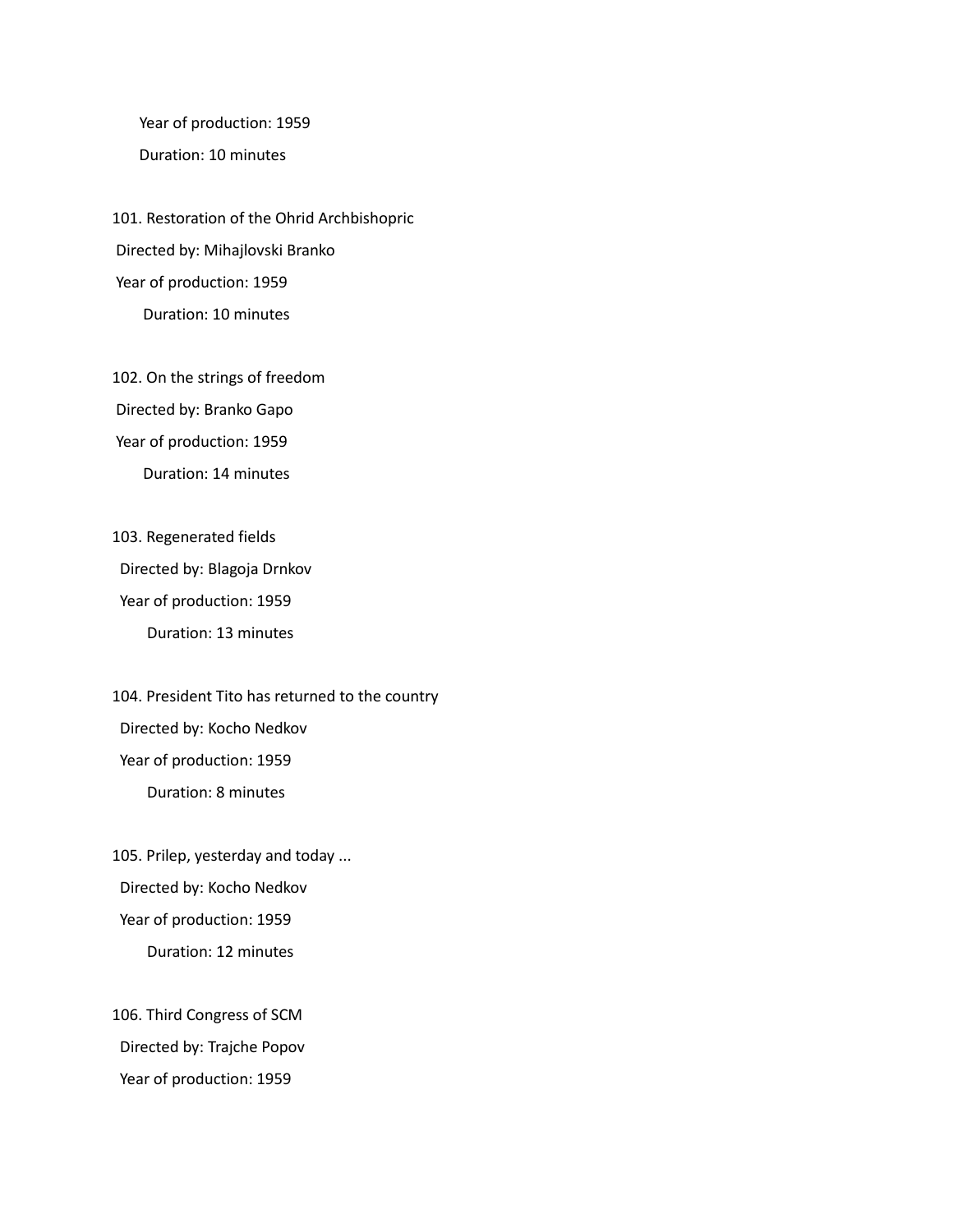Year of production: 1959

Duration: 10 minutes

101. Restoration of the Ohrid Archbishopric

Directed by: Mihajlovski Branko

Year of production: 1959

Duration: 10 minutes

102. On the strings of freedom

Directed by: Branko Gapo

Year of production: 1959

Duration: 14 minutes

103. Regenerated fields

Directed by: Blagoja Drnkov

Year of production: 1959

Duration: 13 minutes

104. President Tito has returned to the country

Directed by: Kocho Nedkov

Year of production: 1959

Duration: 8 minutes

105. Prilep, yesterday and today ...

Directed by: Kocho Nedkov

Year of production: 1959

Duration: 12 minutes

106. Third Congress of SCM

Directed by: Trajche Popov

Year of production: 1959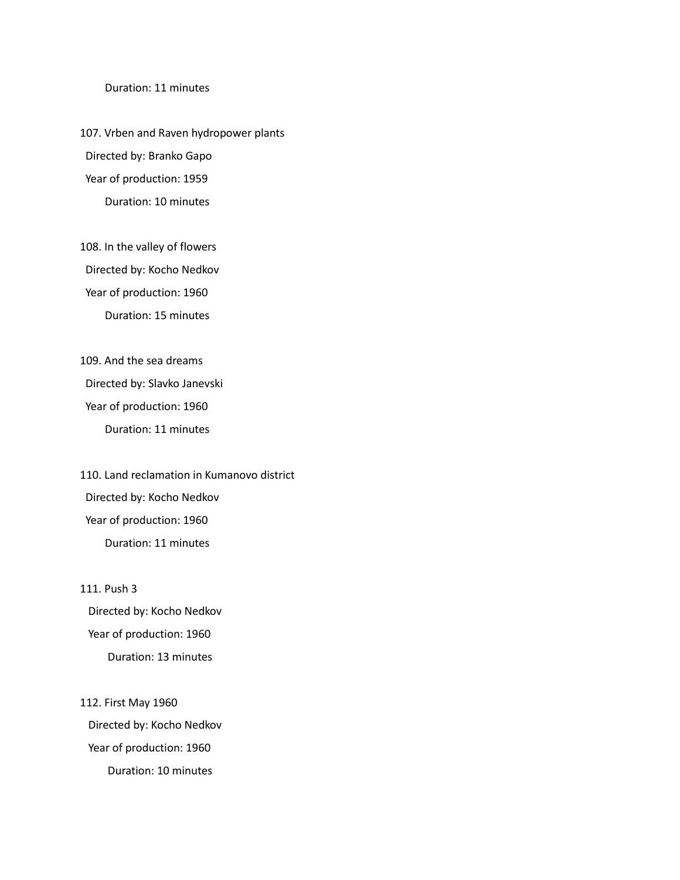Duration: 11 minutes

107. Vrben and Raven hydropower plants

Directed by: Branko Gapo

Year of production: 1959

Duration: 10 minutes

108. In the valley of flowers

Directed by: Kocho Nedkov

Year of production: 1960

Duration: 15 minutes

109. And the sea dreams

Directed by: Slavko Janevski

Year of production: 1960

Duration: 11 minutes

110. Land reclamation in Kumanovo district

Directed by: Kocho Nedkov

Year of production: 1960

Duration: 11 minutes

111. Push 3

Directed by: Kocho Nedkov

Year of production: 1960

Duration: 13 minutes

112. First May 1960

Directed by: Kocho Nedkov

Year of production: 1960

Duration: 10 minutes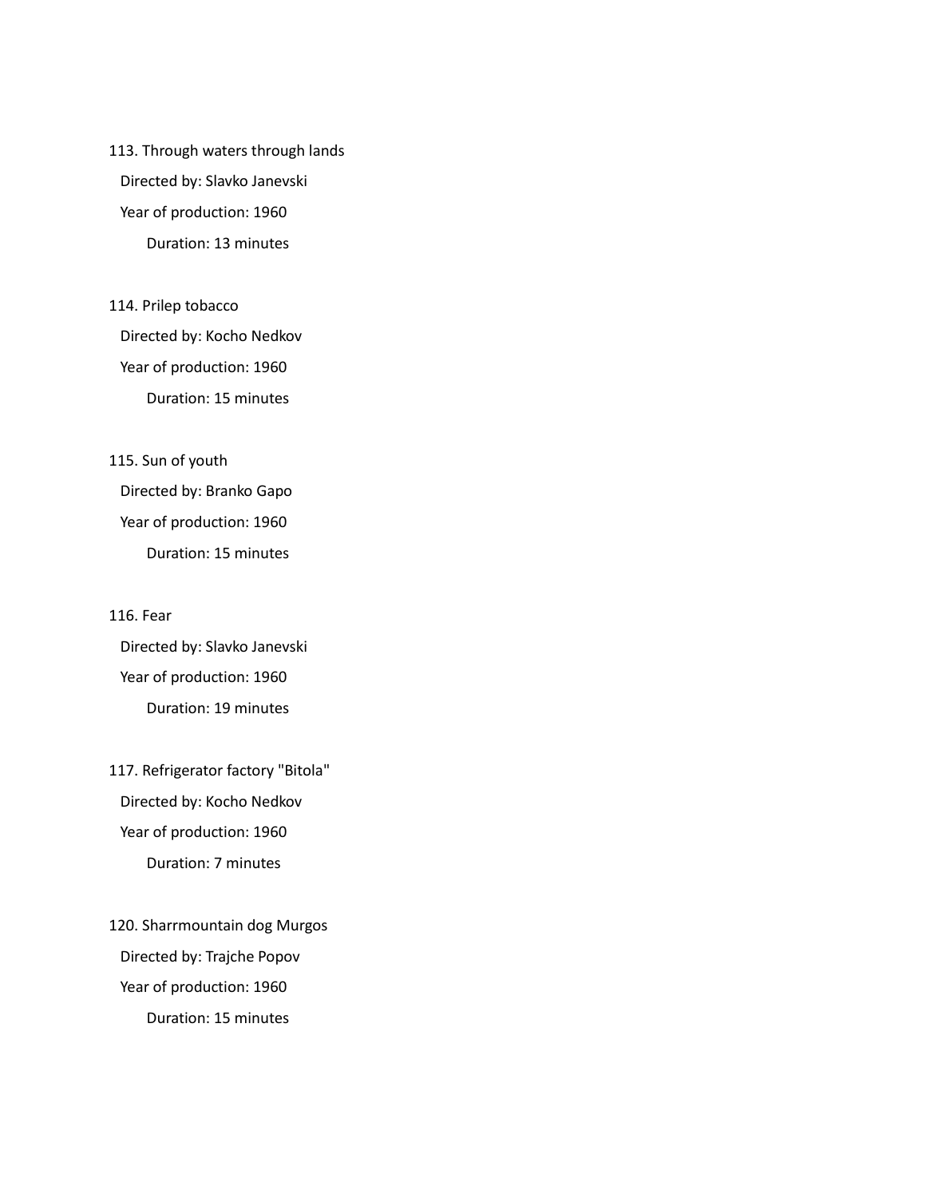113. Through waters through lands

Directed by: Slavko Janevski

Year of production: 1960

Duration: 13 minutes

114. Prilep tobacco

Directed by: Kocho Nedkov

Year of production: 1960

Duration: 15 minutes

115. Sun of youth

Directed by: Branko Gapo

Year of production: 1960

Duration: 15 minutes

116. Fear

Directed by: Slavko Janevski

Year of production: 1960

Duration: 19 minutes

117. Refrigerator factory "Bitola"

Directed by: Kocho Nedkov

Year of production: 1960

Duration: 7 minutes

120. Sharrmountain dog Murgos

Directed by: Trajche Popov

Year of production: 1960

Duration: 15 minutes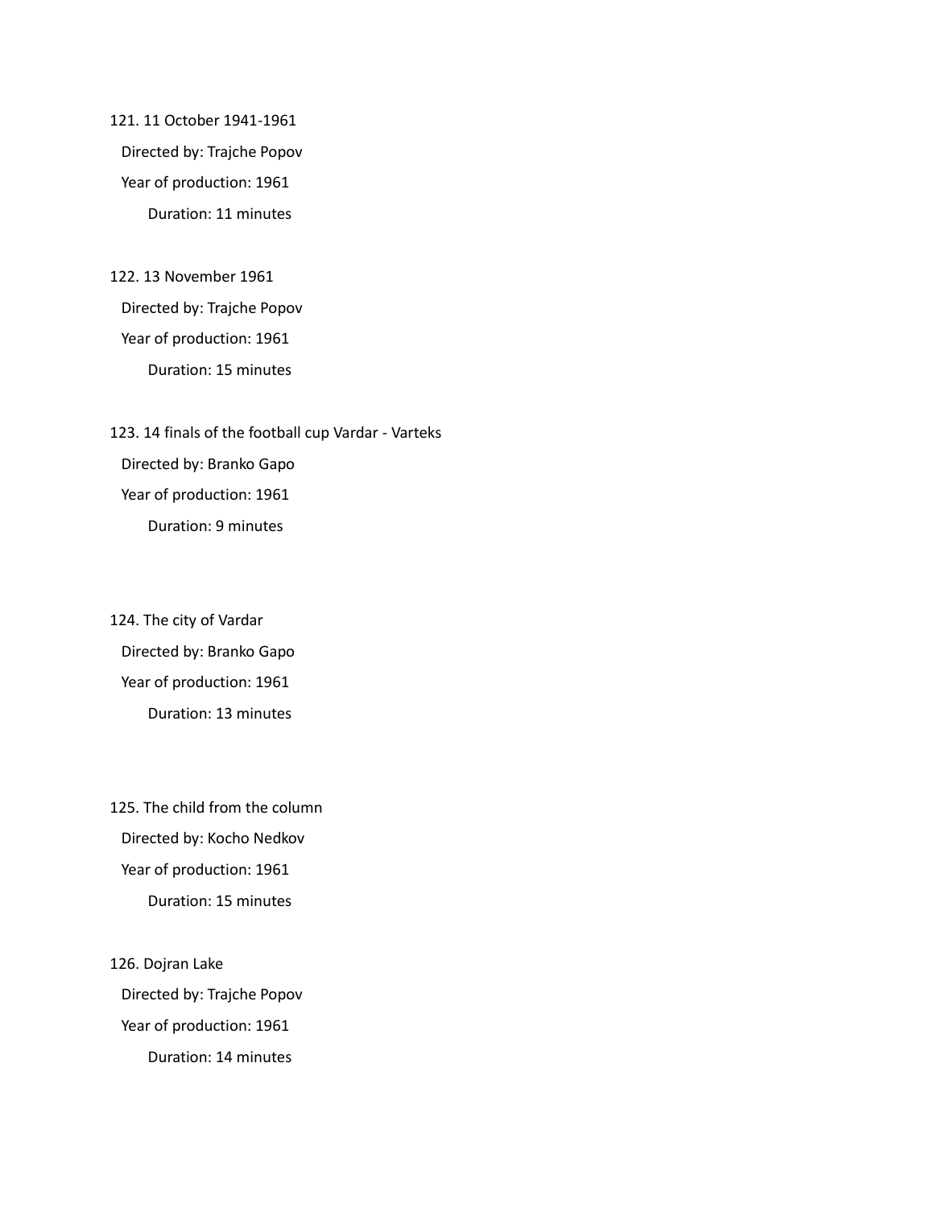121. 11 October 1941-1961
   Directed by: Trajche Popov
   Year of production: 1961
   Duration: 11 minutes

122. 13 November 1961
   Directed by: Trajche Popov
   Year of production: 1961
   Duration: 15 minutes

123. 14 finals of the football cup Vardar - Varteks
   Directed by: Branko Gapo
   Year of production: 1961
   Duration: 9 minutes

124. The city of Vardar
   Directed by: Branko Gapo
   Year of production: 1961
   Duration: 13 minutes

125. The child from the column
   Directed by: Kocho Nedkov
   Year of production: 1961
   Duration: 15 minutes

126. Dojran Lake
   Directed by: Trajche Popov
   Year of production: 1961
   Duration: 14 minutes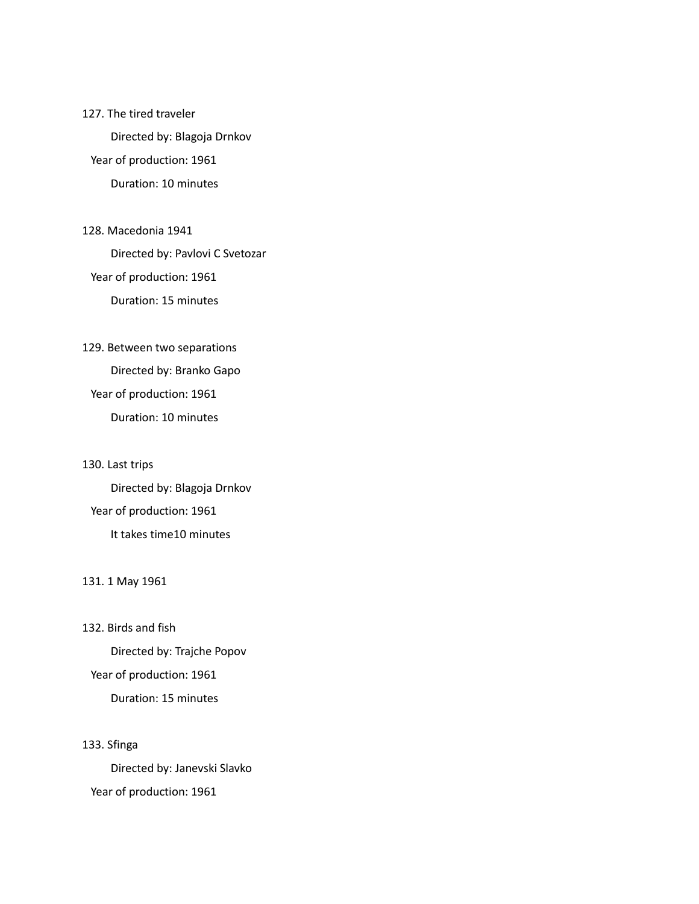127. The tired traveler

Directed by: Blagoja Drnkov

Year of production: 1961

Duration: 10 minutes

128. Macedonia 1941

Directed by: Pavlovi C Svetozar

Year of production: 1961

Duration: 15 minutes

129. Between two separations

Directed by: Branko Gapo

Year of production: 1961

Duration: 10 minutes

130. Last trips

Directed by: Blagoja Drnkov

Year of production: 1961

It takes time10 minutes

131. 1 May 1961

132. Birds and fish

Directed by: Trajche Popov

Year of production: 1961

Duration: 15 minutes

133. Sfinga

Directed by: Janevski Slavko

Year of production: 1961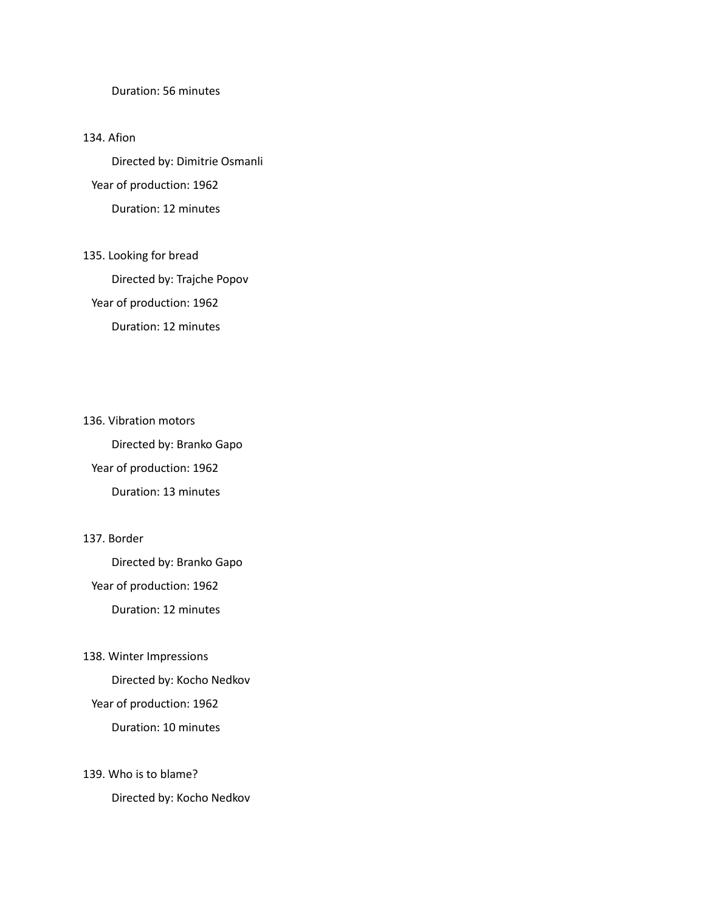Duration: 56 minutes

134. Afion

    Directed by: Dimitrie Osmanli

    Year of production: 1962

    Duration: 12 minutes

135. Looking for bread

    Directed by: Trajche Popov

    Year of production: 1962

    Duration: 12 minutes

136. Vibration motors

    Directed by: Branko Gapo

    Year of production: 1962

    Duration: 13 minutes

137. Border

    Directed by: Branko Gapo

    Year of production: 1962

    Duration: 12 minutes

138. Winter Impressions

    Directed by: Kocho Nedkov

    Year of production: 1962

    Duration: 10 minutes

139. Who is to blame?

    Directed by: Kocho Nedkov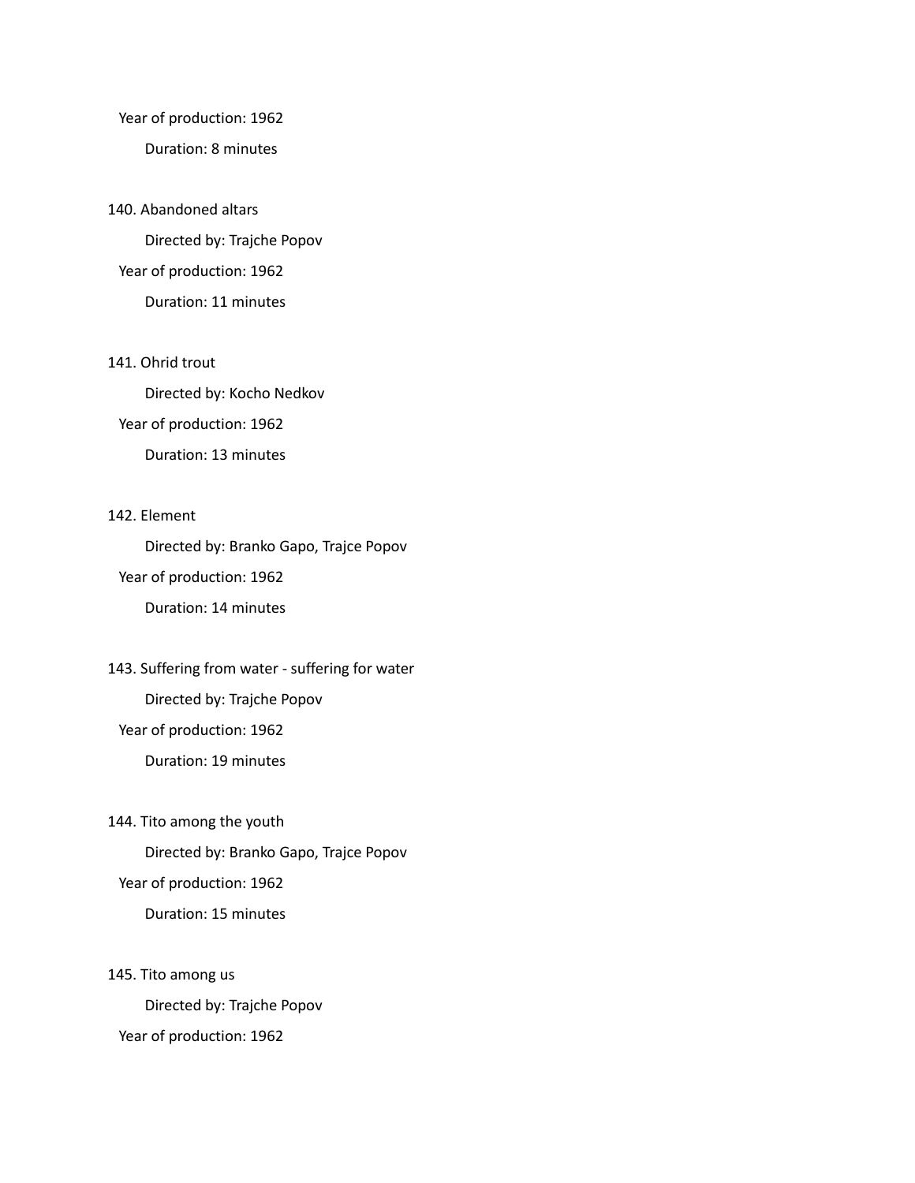Year of production: 1962

Duration: 8 minutes

140. Abandoned altars

Directed by: Trajche Popov

Year of production: 1962

Duration: 11 minutes

141. Ohrid trout

Directed by: Kocho Nedkov

Year of production: 1962

Duration: 13 minutes

142. Element

Directed by: Branko Gapo, Trajce Popov

Year of production: 1962

Duration: 14 minutes

143. Suffering from water - suffering for water

Directed by: Trajche Popov

Year of production: 1962

Duration: 19 minutes

144. Tito among the youth

Directed by: Branko Gapo, Trajce Popov

Year of production: 1962

Duration: 15 minutes

145. Tito among us

Directed by: Trajche Popov

Year of production: 1962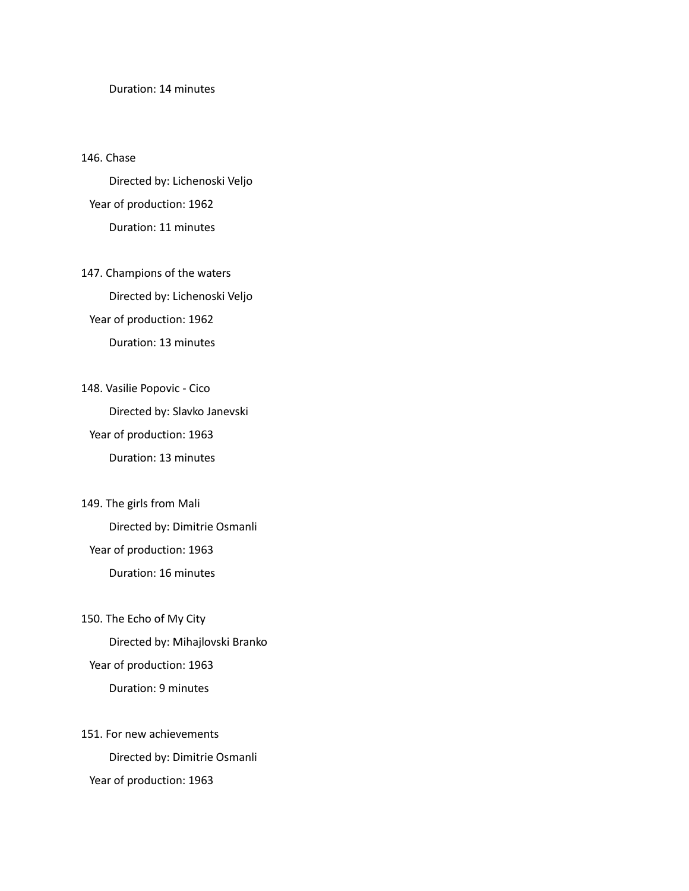Duration: 14 minutes

146. Chase

Directed by: Lichenoski Veljo

Year of production: 1962

Duration: 11 minutes

147. Champions of the waters

Directed by: Lichenoski Veljo

Year of production: 1962

Duration: 13 minutes

148. Vasilie Popovic - Cico

Directed by: Slavko Janevski

Year of production: 1963

Duration: 13 minutes

149. The girls from Mali

Directed by: Dimitrie Osmanli

Year of production: 1963

Duration: 16 minutes

150. The Echo of My City

Directed by: Mihajlovski Branko

Year of production: 1963

Duration: 9 minutes

151. For new achievements

Directed by: Dimitrie Osmanli

Year of production: 1963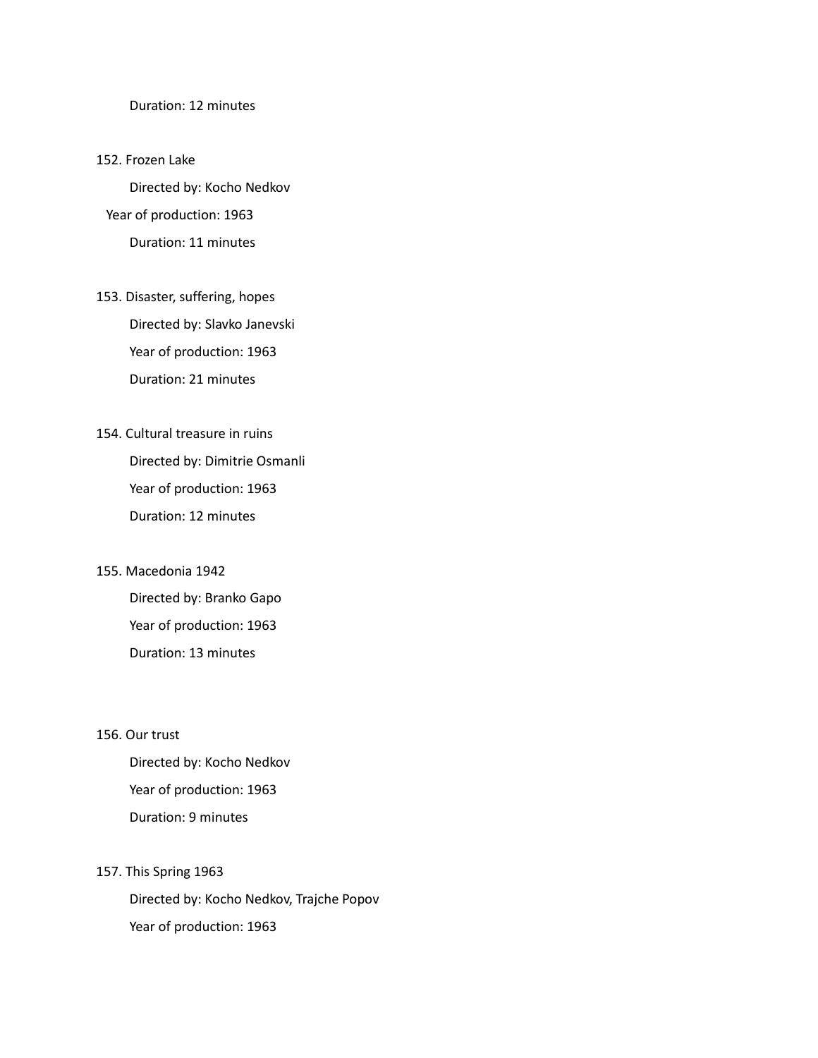Duration: 12 minutes

152. Frozen Lake

Directed by: Kocho Nedkov

Year of production: 1963

Duration: 11 minutes

153. Disaster, suffering, hopes

Directed by: Slavko Janevski

Year of production: 1963

Duration: 21 minutes

154. Cultural treasure in ruins

Directed by: Dimitrie Osmanli

Year of production: 1963

Duration: 12 minutes

155. Macedonia 1942

Directed by: Branko Gapo

Year of production: 1963

Duration: 13 minutes

156. Our trust

Directed by: Kocho Nedkov

Year of production: 1963

Duration: 9 minutes

157. This Spring 1963

Directed by: Kocho Nedkov, Trajche Popov

Year of production: 1963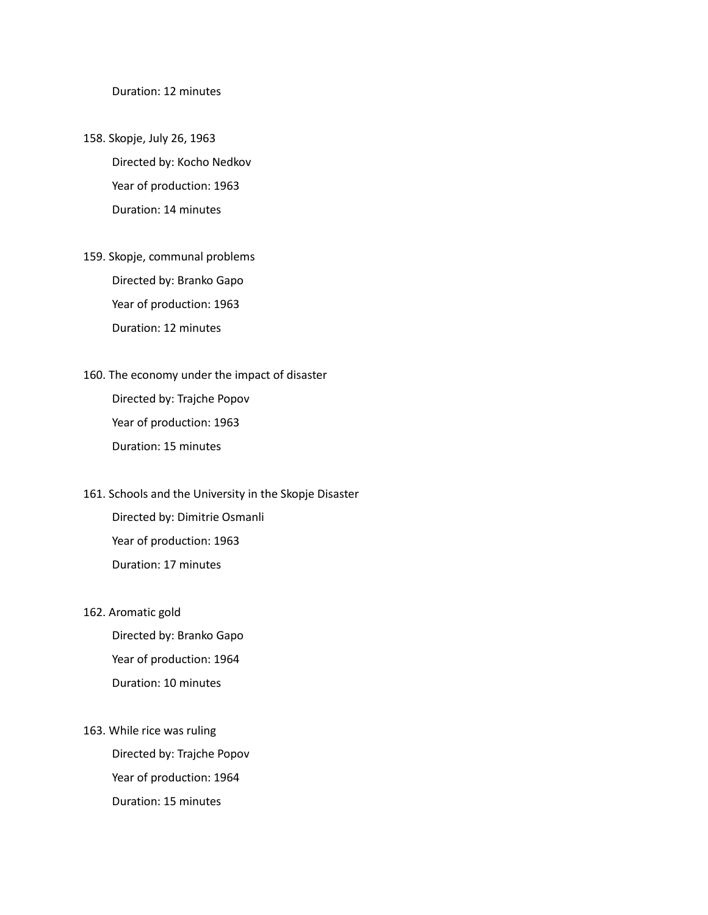Duration: 12 minutes

158. Skopje, July 26, 1963

    Directed by: Kocho Nedkov

    Year of production: 1963

    Duration: 14 minutes

159. Skopje, communal problems

    Directed by: Branko Gapo

    Year of production: 1963

    Duration: 12 minutes

160. The economy under the impact of disaster

    Directed by: Trajche Popov

    Year of production: 1963

    Duration: 15 minutes

161. Schools and the University in the Skopje Disaster

    Directed by: Dimitrie Osmanli

    Year of production: 1963

    Duration: 17 minutes

162. Aromatic gold

    Directed by: Branko Gapo

    Year of production: 1964

    Duration: 10 minutes

163. While rice was ruling

    Directed by: Trajche Popov

    Year of production: 1964

    Duration: 15 minutes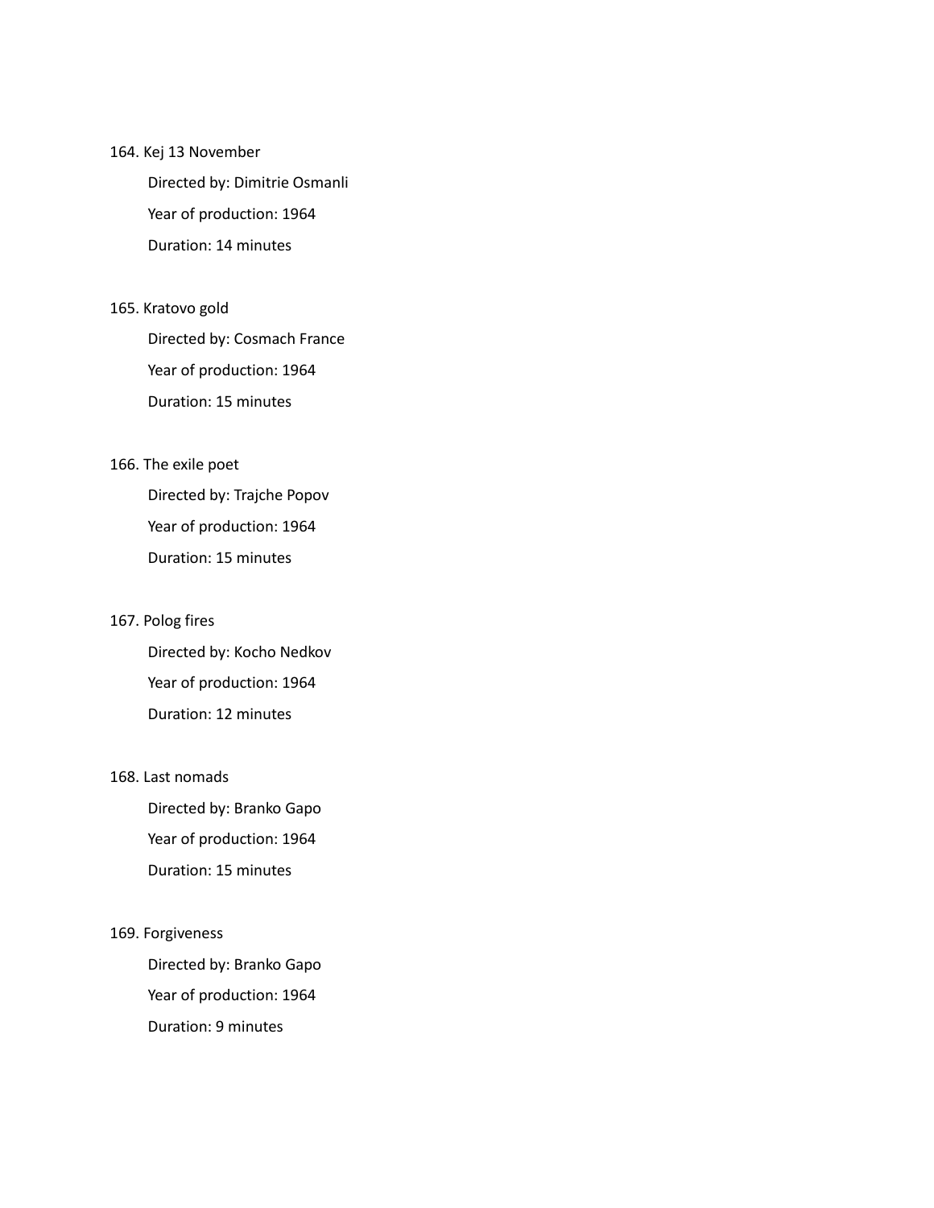164. Kej 13 November

    Directed by: Dimitrie Osmanli

    Year of production: 1964

    Duration: 14 minutes

165. Kratovo gold

    Directed by: Cosmach France

    Year of production: 1964

    Duration: 15 minutes

166. The exile poet

    Directed by: Trajche Popov

    Year of production: 1964

    Duration: 15 minutes

167. Polog fires

    Directed by: Kocho Nedkov

    Year of production: 1964

    Duration: 12 minutes

168. Last nomads

    Directed by: Branko Gapo

    Year of production: 1964

    Duration: 15 minutes

169. Forgiveness

    Directed by: Branko Gapo

    Year of production: 1964

    Duration: 9 minutes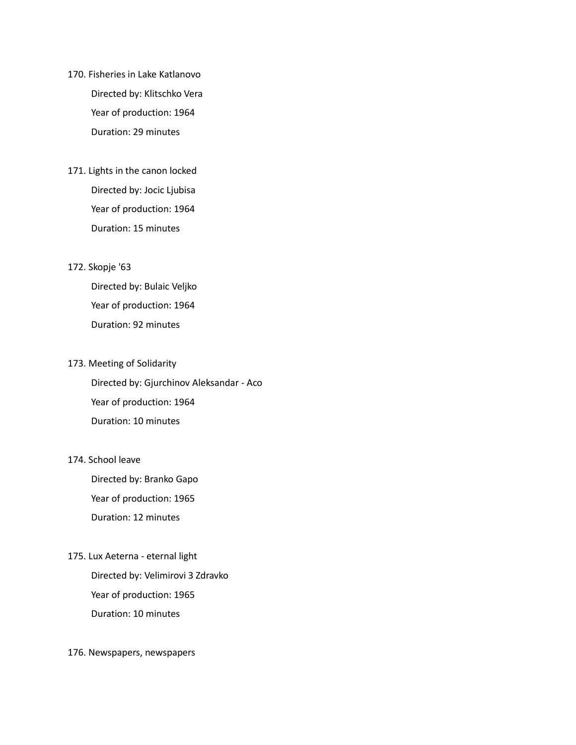170. Fisheries in Lake Katlanovo

    Directed by: Klitschko Vera

    Year of production: 1964

    Duration: 29 minutes

171. Lights in the canon locked

    Directed by: Jocic Ljubisa

    Year of production: 1964

    Duration: 15 minutes

172. Skopje '63

    Directed by: Bulaic Veljko

    Year of production: 1964

    Duration: 92 minutes

173. Meeting of Solidarity

    Directed by: Gjurchinov Aleksandar - Aco

    Year of production: 1964

    Duration: 10 minutes

174. School leave

    Directed by: Branko Gapo

    Year of production: 1965

    Duration: 12 minutes

175. Lux Aeterna - eternal light

    Directed by: Velimirovi 3 Zdravko

    Year of production: 1965

    Duration: 10 minutes

176. Newspapers, newspapers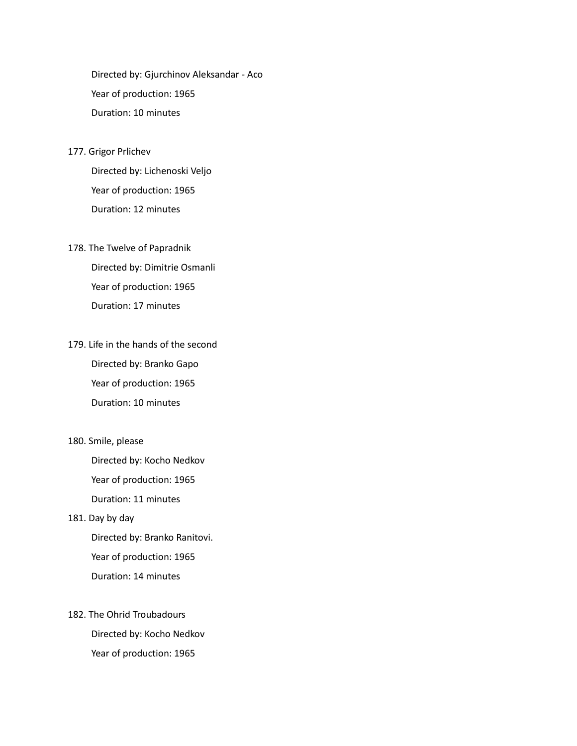Directed by: Gjurchinov Aleksandar - Aco

Year of production: 1965

Duration: 10 minutes

177. Grigor Prlichev

    Directed by: Lichenoski Veljo

    Year of production: 1965

    Duration: 12 minutes

178. The Twelve of Papradnik

    Directed by: Dimitrie Osmanli

    Year of production: 1965

    Duration: 17 minutes

179. Life in the hands of the second

    Directed by: Branko Gapo

    Year of production: 1965

    Duration: 10 minutes

180. Smile, please

    Directed by: Kocho Nedkov

    Year of production: 1965

    Duration: 11 minutes

181. Day by day

    Directed by: Branko Ranitovi.

    Year of production: 1965

    Duration: 14 minutes

182. The Ohrid Troubadours

    Directed by: Kocho Nedkov

    Year of production: 1965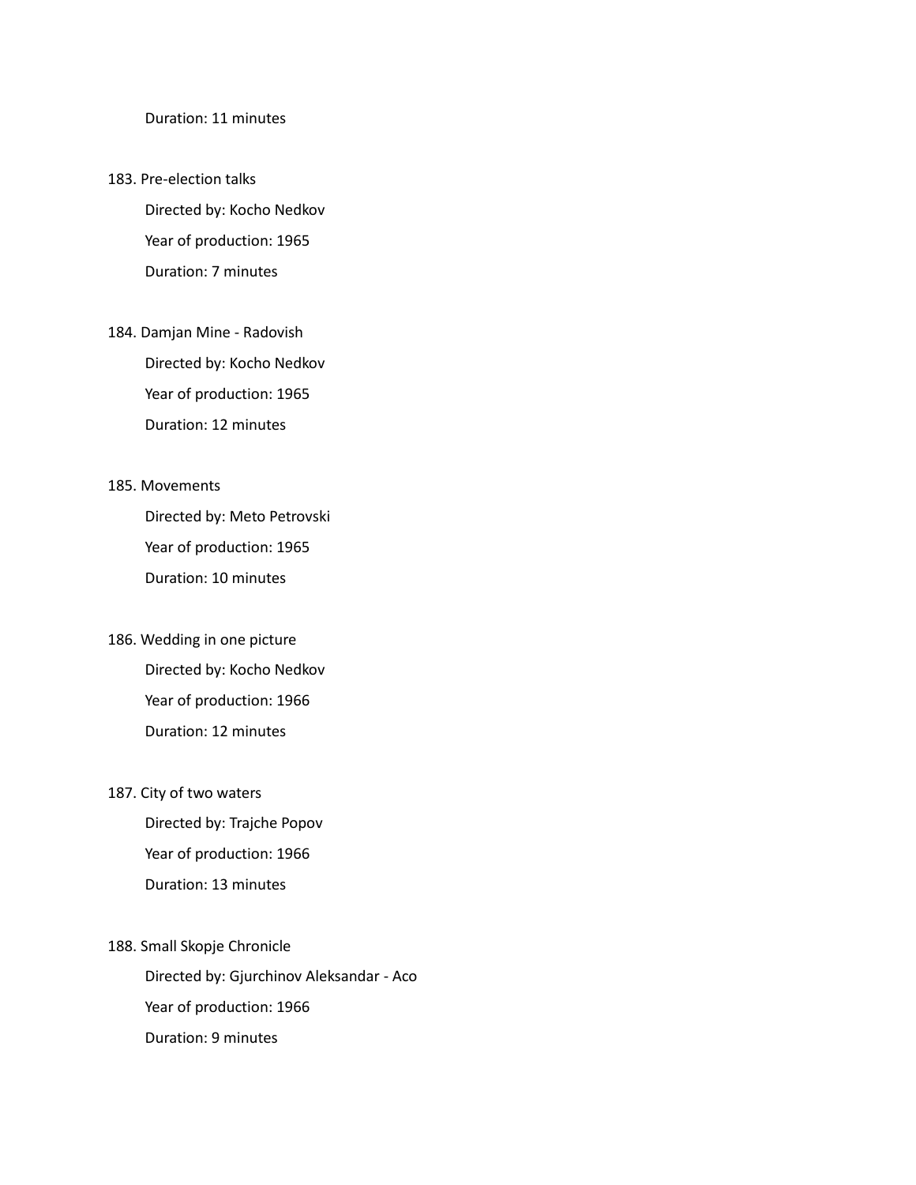Duration: 11 minutes

183. Pre-election talks

    Directed by: Kocho Nedkov

    Year of production: 1965

    Duration: 7 minutes

184. Damjan Mine - Radovish

    Directed by: Kocho Nedkov

    Year of production: 1965

    Duration: 12 minutes

185. Movements

    Directed by: Meto Petrovski

    Year of production: 1965

    Duration: 10 minutes

186. Wedding in one picture

    Directed by: Kocho Nedkov

    Year of production: 1966

    Duration: 12 minutes

187. City of two waters

    Directed by: Trajche Popov

    Year of production: 1966

    Duration: 13 minutes

188. Small Skopje Chronicle

    Directed by: Gjurchinov Aleksandar - Aco

    Year of production: 1966

    Duration: 9 minutes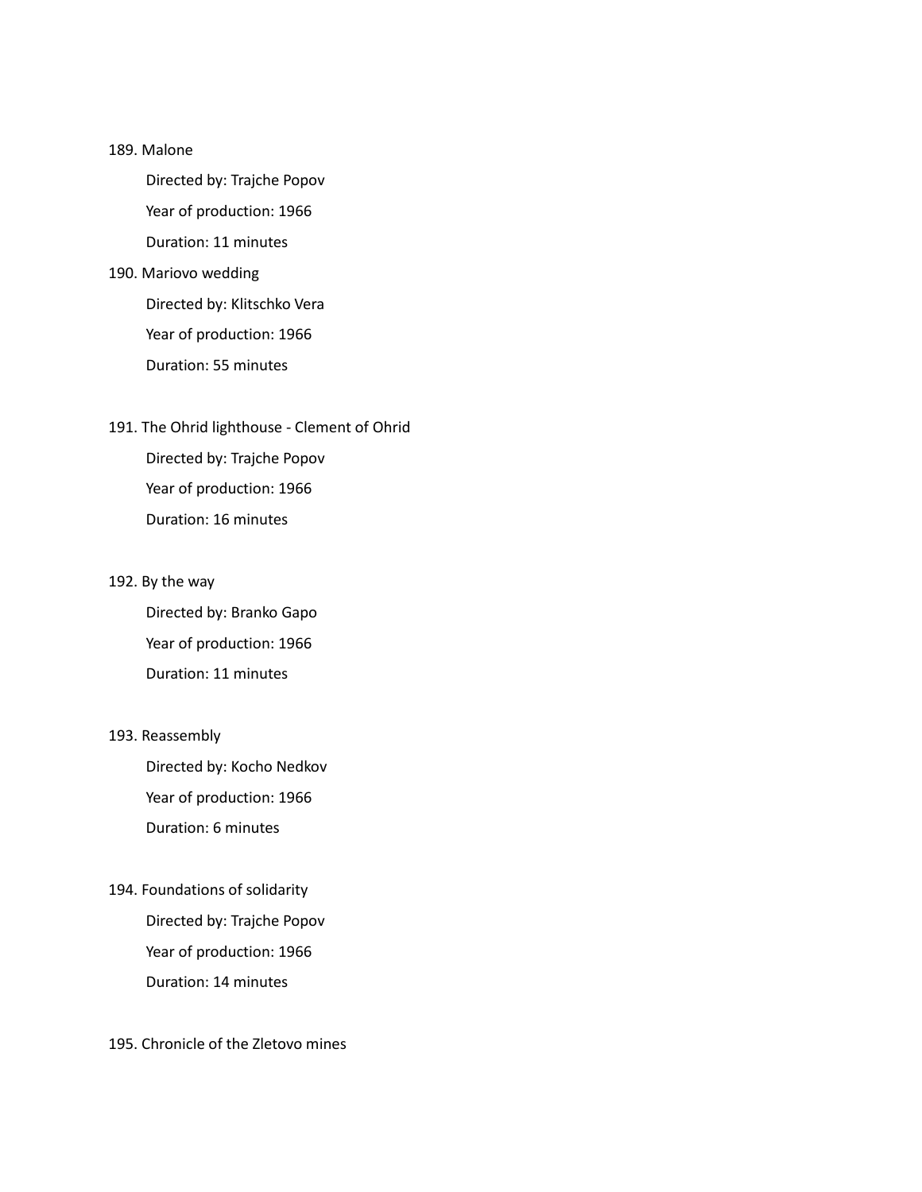189. Malone

    Directed by: Trajche Popov

    Year of production: 1966

    Duration: 11 minutes

190. Mariovo wedding

    Directed by: Klitschko Vera

    Year of production: 1966

    Duration: 55 minutes

191. The Ohrid lighthouse - Clement of Ohrid

    Directed by: Trajche Popov

    Year of production: 1966

    Duration: 16 minutes

192. By the way

    Directed by: Branko Gapo

    Year of production: 1966

    Duration: 11 minutes

193. Reassembly

    Directed by: Kocho Nedkov

    Year of production: 1966

    Duration: 6 minutes

194. Foundations of solidarity

    Directed by: Trajche Popov

    Year of production: 1966

    Duration: 14 minutes

195. Chronicle of the Zletovo mines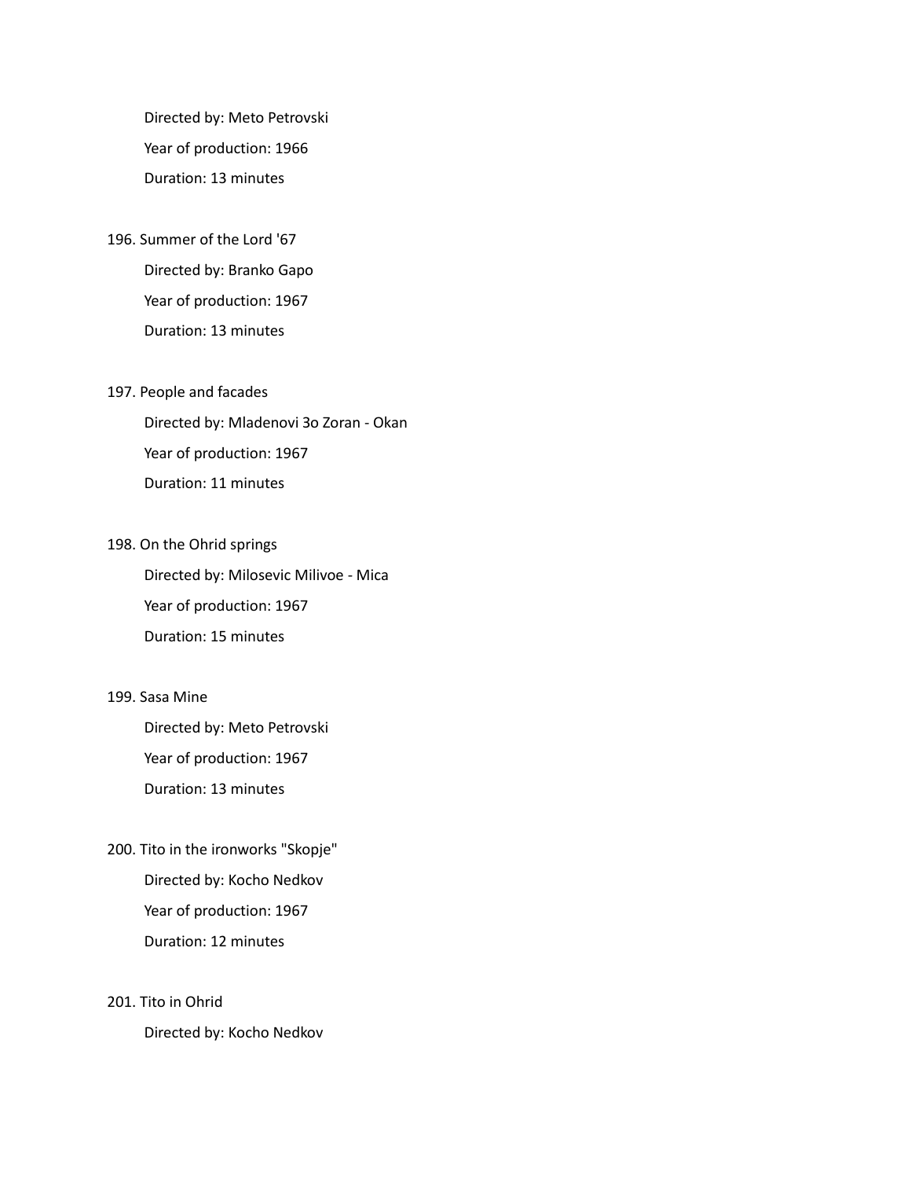Directed by: Meto Petrovski

Year of production: 1966

Duration: 13 minutes

196. Summer of the Lord '67

    Directed by: Branko Gapo

    Year of production: 1967

    Duration: 13 minutes

197. People and facades

    Directed by: Mladenovi 3o Zoran - Okan

    Year of production: 1967

    Duration: 11 minutes

198. On the Ohrid springs

    Directed by: Milosevic Milivoe - Mica

    Year of production: 1967

    Duration: 15 minutes

199. Sasa Mine

    Directed by: Meto Petrovski

    Year of production: 1967

    Duration: 13 minutes

200. Tito in the ironworks "Skopje"

    Directed by: Kocho Nedkov

    Year of production: 1967

    Duration: 12 minutes

201. Tito in Ohrid

    Directed by: Kocho Nedkov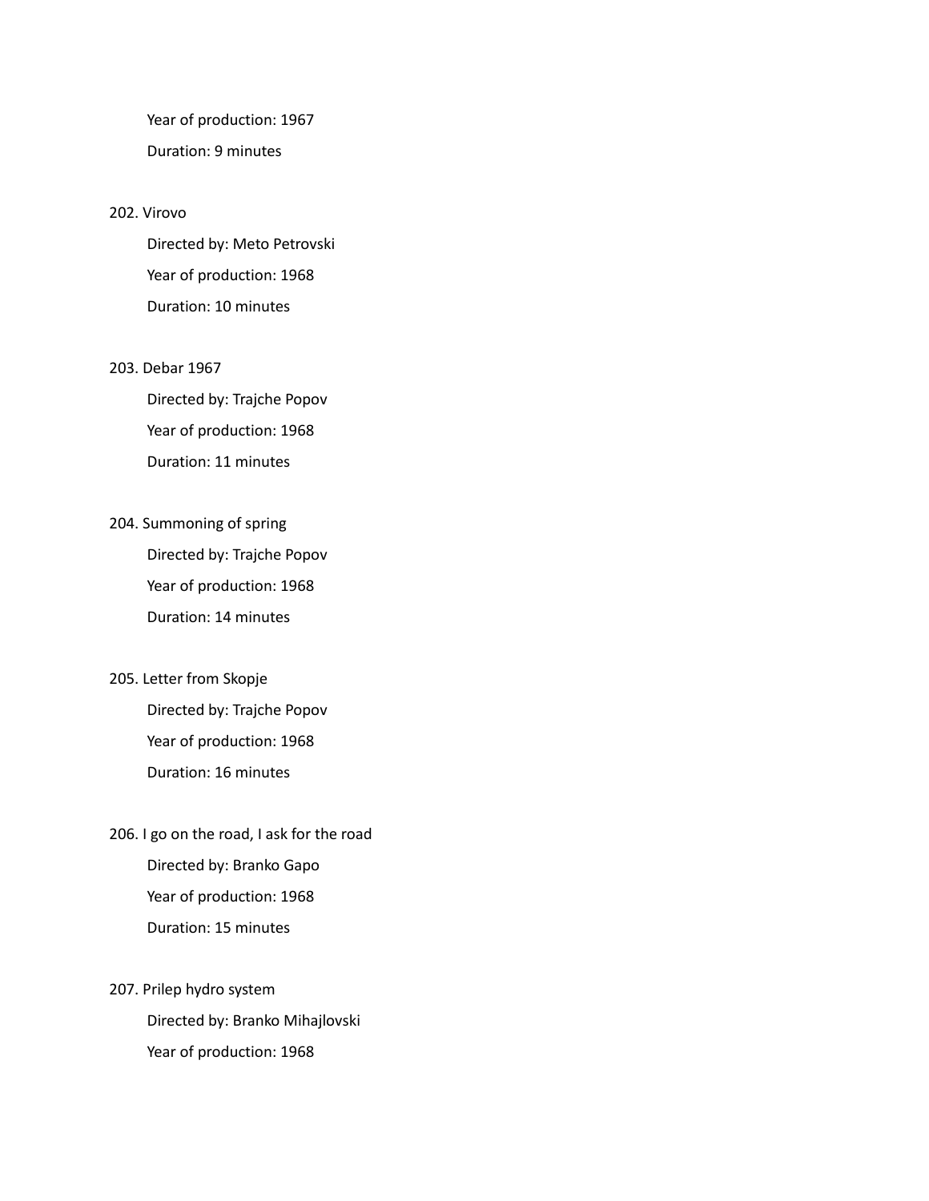Year of production: 1967

Duration: 9 minutes

202. Virovo

Directed by: Meto Petrovski

Year of production: 1968

Duration: 10 minutes

203. Debar 1967

Directed by: Trajche Popov

Year of production: 1968

Duration: 11 minutes

204. Summoning of spring

Directed by: Trajche Popov

Year of production: 1968

Duration: 14 minutes

205. Letter from Skopje

Directed by: Trajche Popov

Year of production: 1968

Duration: 16 minutes

206. I go on the road, I ask for the road

Directed by: Branko Gapo

Year of production: 1968

Duration: 15 minutes

207. Prilep hydro system

Directed by: Branko Mihajlovski

Year of production: 1968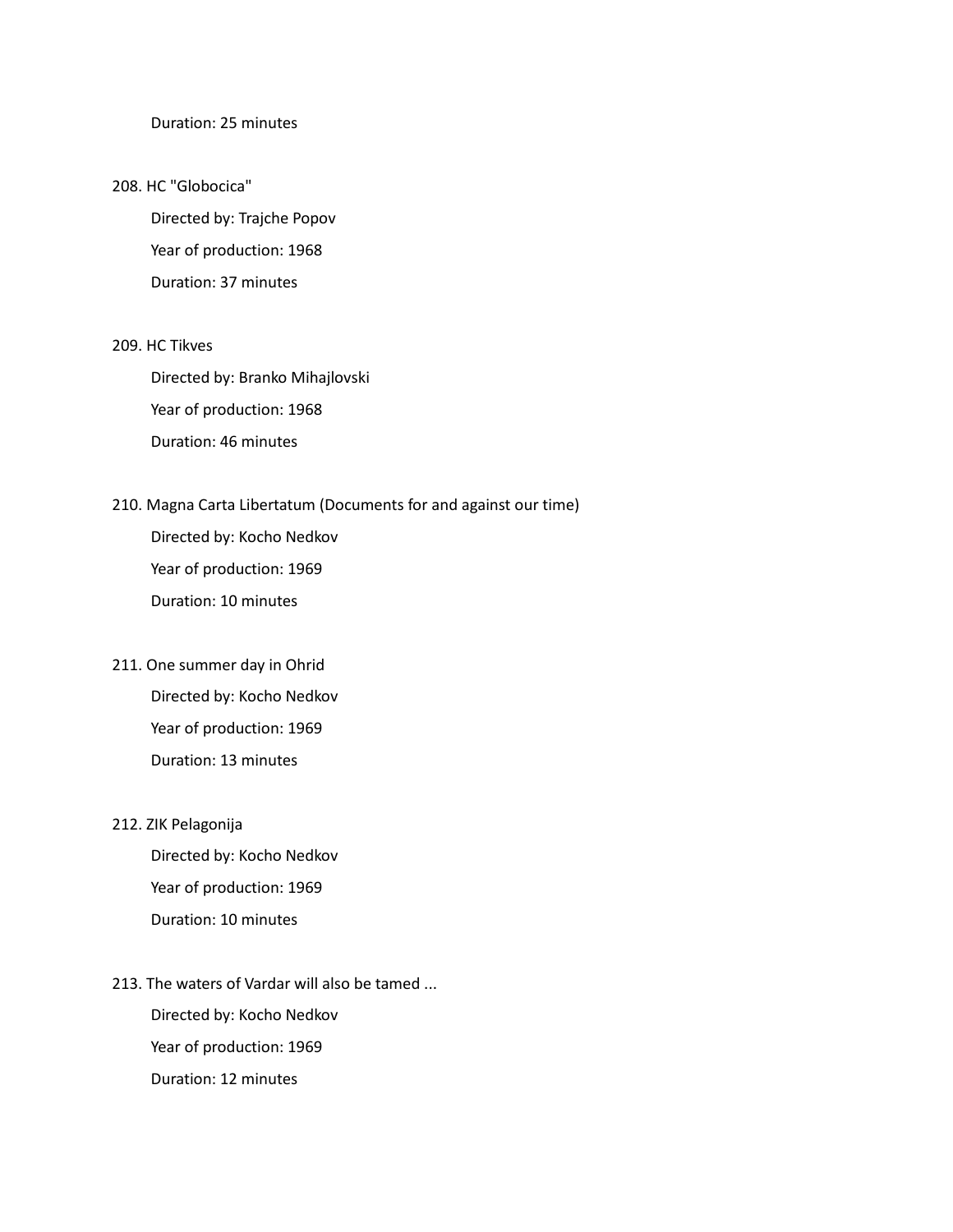Duration: 25 minutes

208. HC "Globocica"

    Directed by: Trajche Popov

    Year of production: 1968

    Duration: 37 minutes

209. HC Tikves

    Directed by: Branko Mihajlovski

    Year of production: 1968

    Duration: 46 minutes

210. Magna Carta Libertatum (Documents for and against our time)

    Directed by: Kocho Nedkov

    Year of production: 1969

    Duration: 10 minutes

211. One summer day in Ohrid

    Directed by: Kocho Nedkov

    Year of production: 1969

    Duration: 13 minutes

212. ZIK Pelagonija

    Directed by: Kocho Nedkov

    Year of production: 1969

    Duration: 10 minutes

213. The waters of Vardar will also be tamed ...

    Directed by: Kocho Nedkov

    Year of production: 1969

    Duration: 12 minutes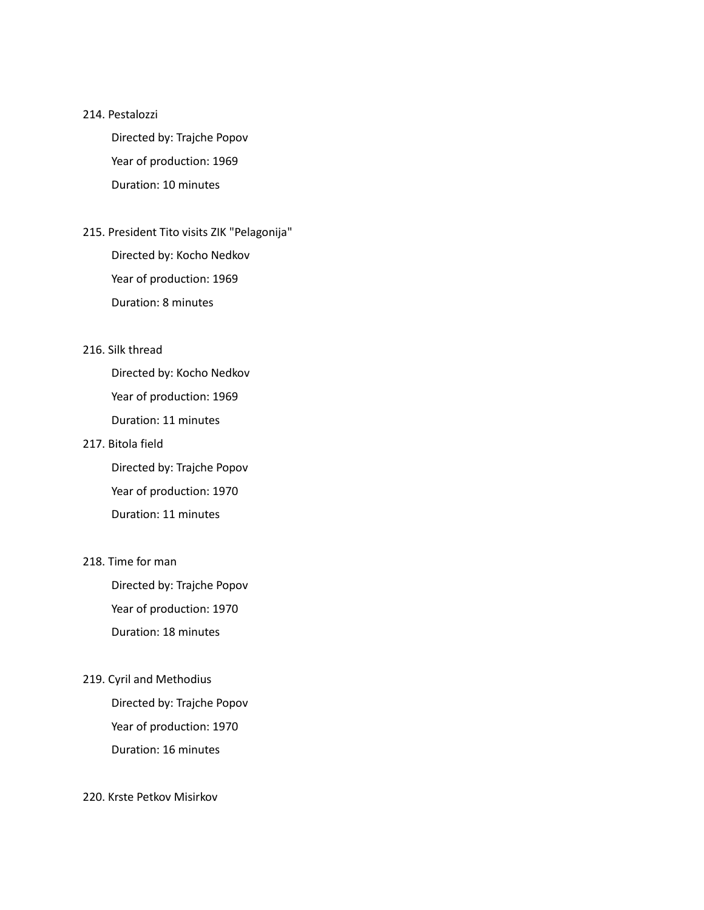214. Pestalozzi

    Directed by: Trajche Popov

    Year of production: 1969

    Duration: 10 minutes

215. President Tito visits ZIK "Pelagonija"

    Directed by: Kocho Nedkov

    Year of production: 1969

    Duration: 8 minutes

216. Silk thread

    Directed by: Kocho Nedkov

    Year of production: 1969

    Duration: 11 minutes

217. Bitola field

    Directed by: Trajche Popov

    Year of production: 1970

    Duration: 11 minutes

218. Time for man

    Directed by: Trajche Popov

    Year of production: 1970

    Duration: 18 minutes

219. Cyril and Methodius

    Directed by: Trajche Popov

    Year of production: 1970

    Duration: 16 minutes

220. Krste Petkov Misirkov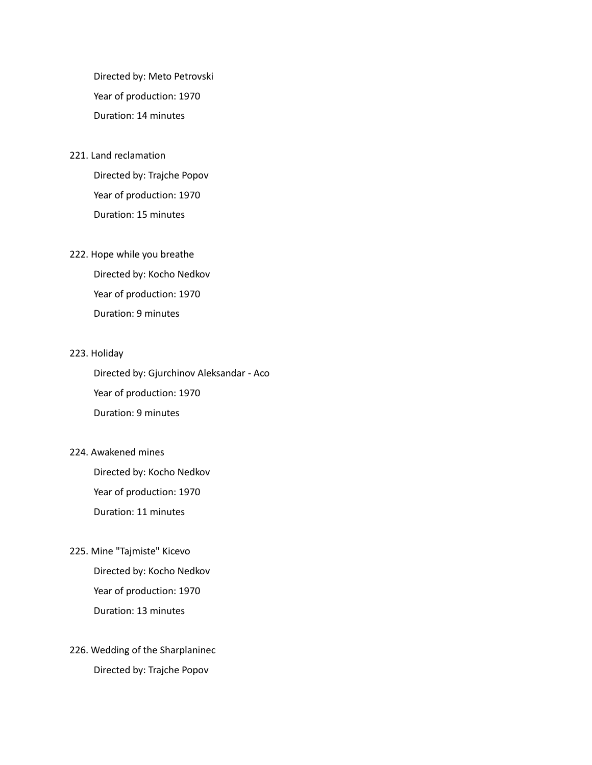Directed by: Meto Petrovski

Year of production: 1970

Duration: 14 minutes

221. Land reclamation

 Directed by: Trajche Popov

 Year of production: 1970

 Duration: 15 minutes

222. Hope while you breathe

 Directed by: Kocho Nedkov

 Year of production: 1970

 Duration: 9 minutes

223. Holiday

 Directed by: Gjurchinov Aleksandar - Aco

 Year of production: 1970

 Duration: 9 minutes

224. Awakened mines

 Directed by: Kocho Nedkov

 Year of production: 1970

 Duration: 11 minutes

225. Mine "Tajmiste" Kicevo

 Directed by: Kocho Nedkov

 Year of production: 1970

 Duration: 13 minutes

226. Wedding of the Sharplaninec

 Directed by: Trajche Popov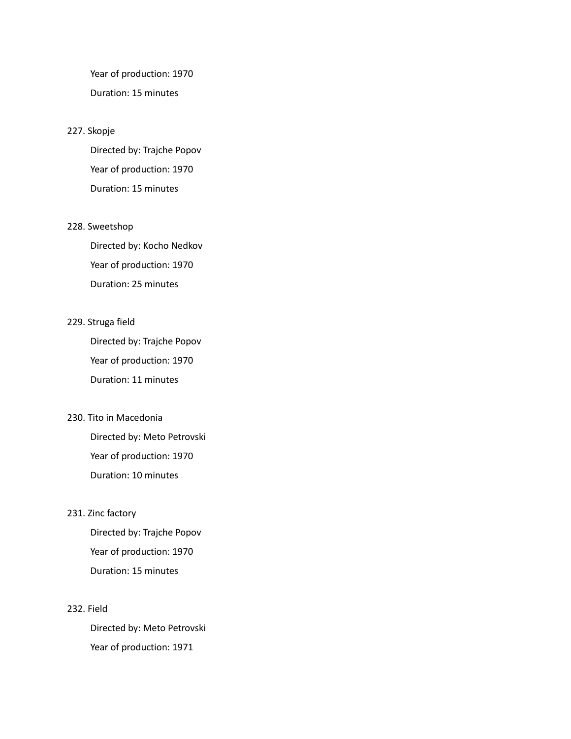Year of production: 1970

Duration: 15 minutes

227. Skopje

    Directed by: Trajche Popov

    Year of production: 1970

    Duration: 15 minutes

228. Sweetshop

    Directed by: Kocho Nedkov

    Year of production: 1970

    Duration: 25 minutes

229. Struga field

    Directed by: Trajche Popov

    Year of production: 1970

    Duration: 11 minutes

230. Tito in Macedonia

    Directed by: Meto Petrovski

    Year of production: 1970

    Duration: 10 minutes

231. Zinc factory

    Directed by: Trajche Popov

    Year of production: 1970

    Duration: 15 minutes

232. Field

    Directed by: Meto Petrovski

    Year of production: 1971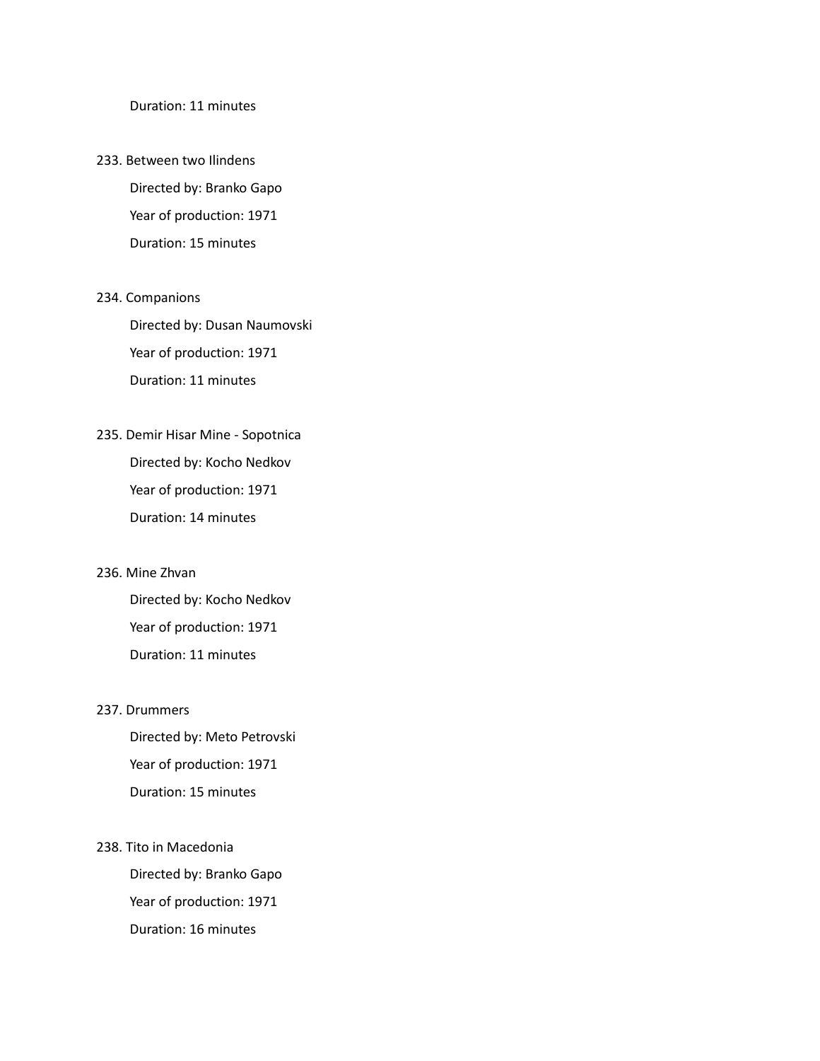Duration: 11 minutes

233. Between two Ilindens

    Directed by: Branko Gapo

    Year of production: 1971

    Duration: 15 minutes

234. Companions

    Directed by: Dusan Naumovski

    Year of production: 1971

    Duration: 11 minutes

235. Demir Hisar Mine - Sopotnica

    Directed by: Kocho Nedkov

    Year of production: 1971

    Duration: 14 minutes

236. Mine Zhvan

    Directed by: Kocho Nedkov

    Year of production: 1971

    Duration: 11 minutes

237. Drummers

    Directed by: Meto Petrovski

    Year of production: 1971

    Duration: 15 minutes

238. Tito in Macedonia

    Directed by: Branko Gapo

    Year of production: 1971

    Duration: 16 minutes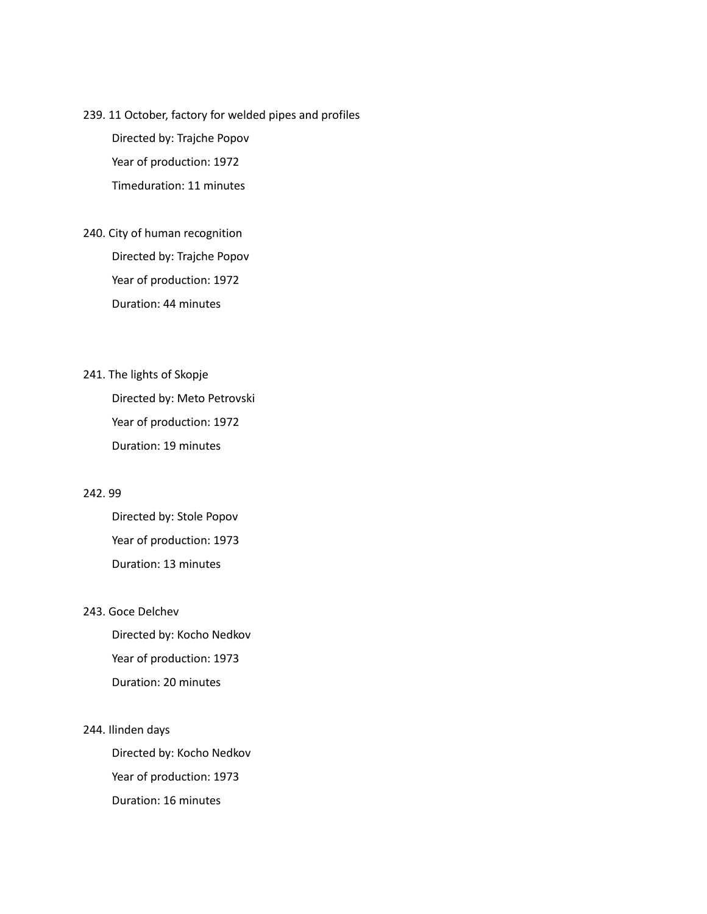239. 11 October, factory for welded pipes and profiles

 Directed by: Trajche Popov

 Year of production: 1972

 Timeduration: 11 minutes

240. City of human recognition

 Directed by: Trajche Popov

 Year of production: 1972

 Duration: 44 minutes

241. The lights of Skopje

 Directed by: Meto Petrovski

 Year of production: 1972

 Duration: 19 minutes

242. 99

 Directed by: Stole Popov

 Year of production: 1973

 Duration: 13 minutes

243. Goce Delchev

 Directed by: Kocho Nedkov

 Year of production: 1973

 Duration: 20 minutes

244. Ilinden days

 Directed by: Kocho Nedkov

 Year of production: 1973

 Duration: 16 minutes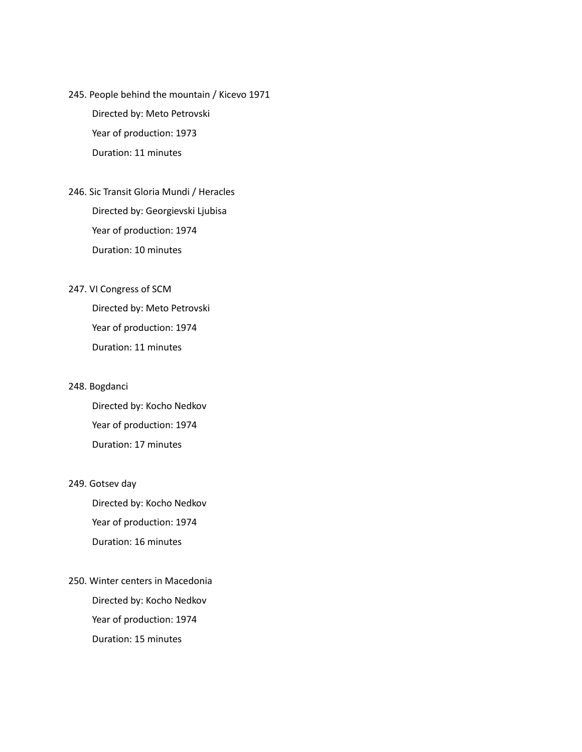245. People behind the mountain / Kicevo 1971

    Directed by: Meto Petrovski

    Year of production: 1973

    Duration: 11 minutes

246. Sic Transit Gloria Mundi / Heracles

    Directed by: Georgievski Ljubisa

    Year of production: 1974

    Duration: 10 minutes

247. VI Congress of SCM

    Directed by: Meto Petrovski

    Year of production: 1974

    Duration: 11 minutes

248. Bogdanci

    Directed by: Kocho Nedkov

    Year of production: 1974

    Duration: 17 minutes

249. Gotsev day

    Directed by: Kocho Nedkov

    Year of production: 1974

    Duration: 16 minutes

250. Winter centers in Macedonia

    Directed by: Kocho Nedkov

    Year of production: 1974

    Duration: 15 minutes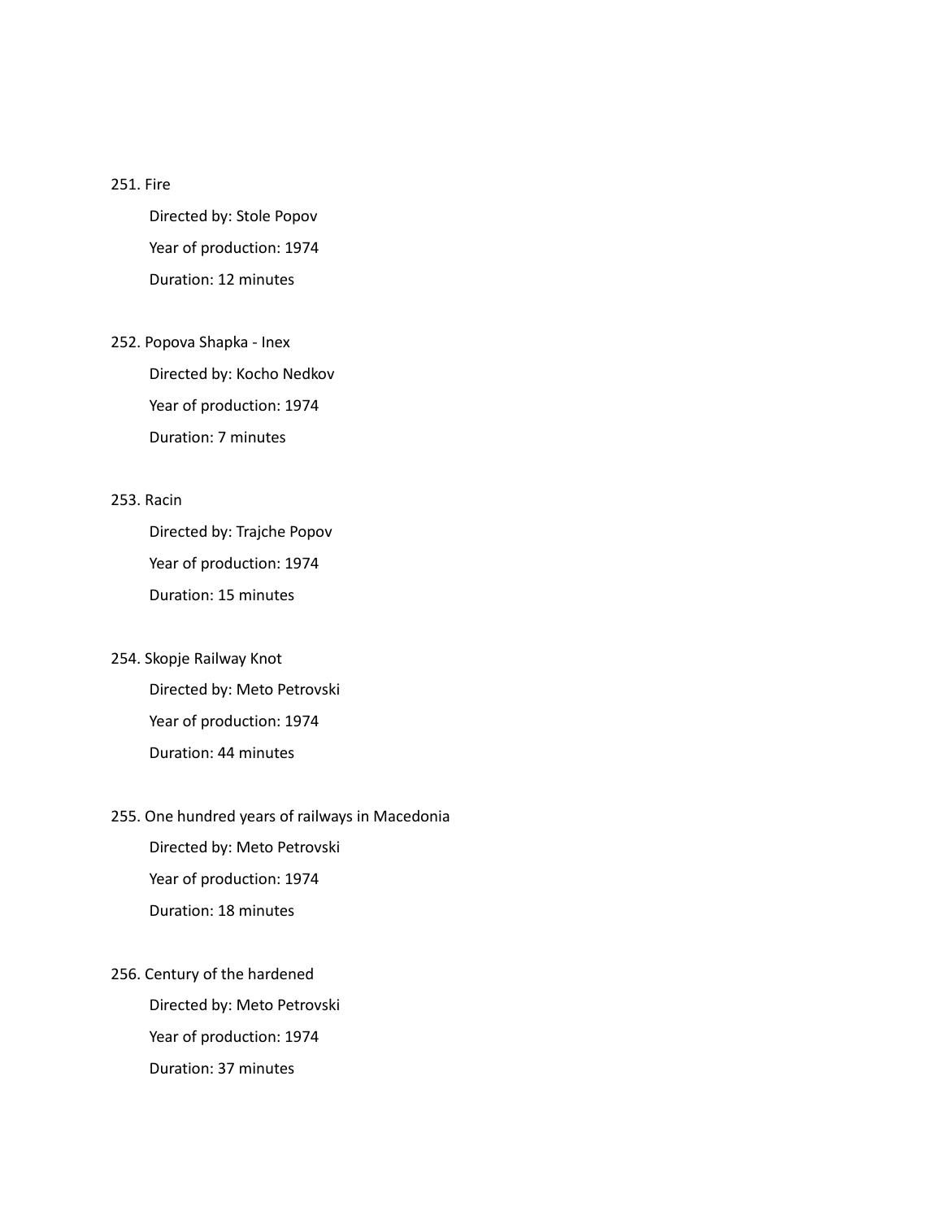251. Fire

    Directed by: Stole Popov

    Year of production: 1974

    Duration: 12 minutes

252. Popova Shapka - Inex

    Directed by: Kocho Nedkov

    Year of production: 1974

    Duration: 7 minutes

253. Racin

    Directed by: Trajche Popov

    Year of production: 1974

    Duration: 15 minutes

254. Skopje Railway Knot

    Directed by: Meto Petrovski

    Year of production: 1974

    Duration: 44 minutes

255. One hundred years of railways in Macedonia

    Directed by: Meto Petrovski

    Year of production: 1974

    Duration: 18 minutes

256. Century of the hardened

    Directed by: Meto Petrovski

    Year of production: 1974

    Duration: 37 minutes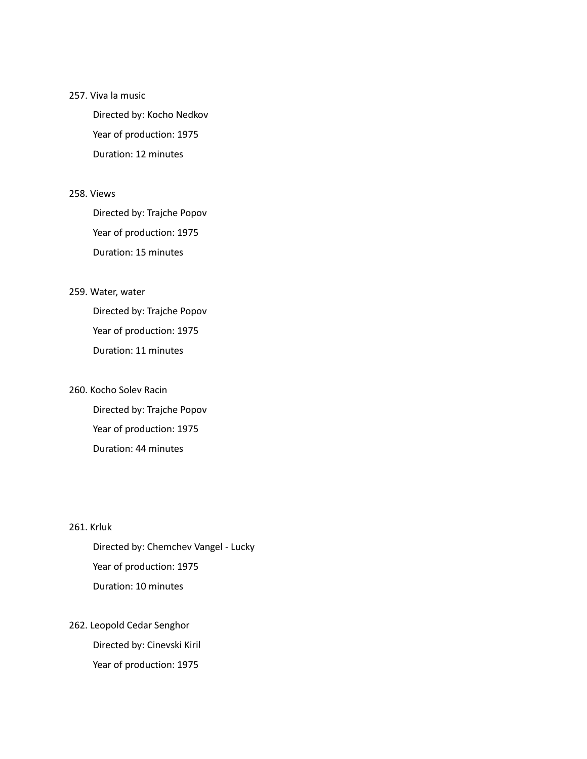257. Viva la music

    Directed by: Kocho Nedkov

    Year of production: 1975

    Duration: 12 minutes

258. Views

    Directed by: Trajche Popov

    Year of production: 1975

    Duration: 15 minutes

259. Water, water

    Directed by: Trajche Popov

    Year of production: 1975

    Duration: 11 minutes

260. Kocho Solev Racin

    Directed by: Trajche Popov

    Year of production: 1975

    Duration: 44 minutes

261. Krluk

    Directed by: Chemchev Vangel - Lucky

    Year of production: 1975

    Duration: 10 minutes

262. Leopold Cedar Senghor

    Directed by: Cinevski Kiril

    Year of production: 1975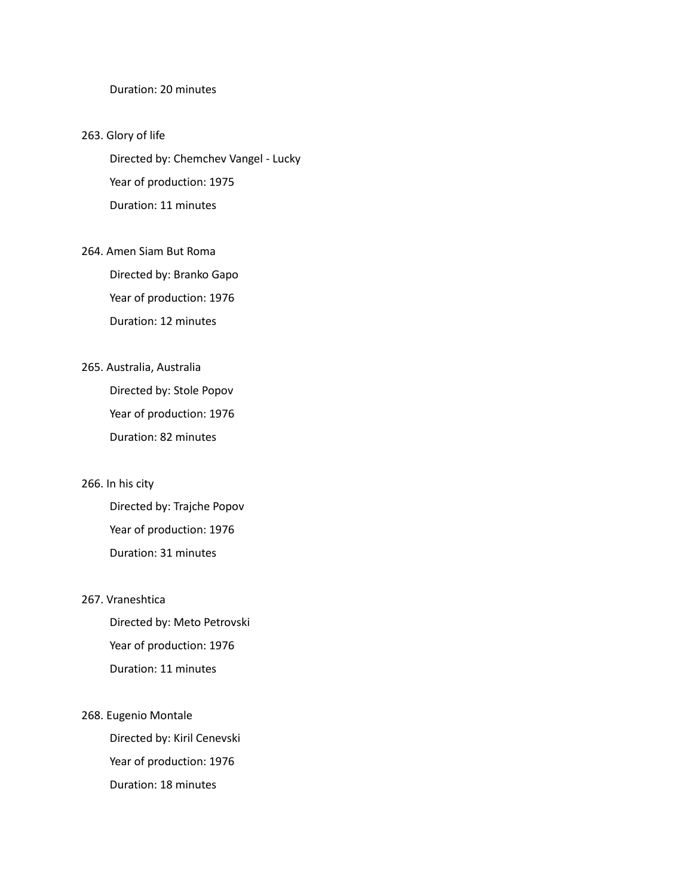Duration: 20 minutes

263. Glory of life

    Directed by: Chemchev Vangel - Lucky

    Year of production: 1975

    Duration: 11 minutes

264. Amen Siam But Roma

    Directed by: Branko Gapo

    Year of production: 1976

    Duration: 12 minutes

265. Australia, Australia

    Directed by: Stole Popov

    Year of production: 1976

    Duration: 82 minutes

266. In his city

    Directed by: Trajche Popov

    Year of production: 1976

    Duration: 31 minutes

267. Vraneshtica

    Directed by: Meto Petrovski

    Year of production: 1976

    Duration: 11 minutes

268. Eugenio Montale

    Directed by: Kiril Cenevski

    Year of production: 1976

    Duration: 18 minutes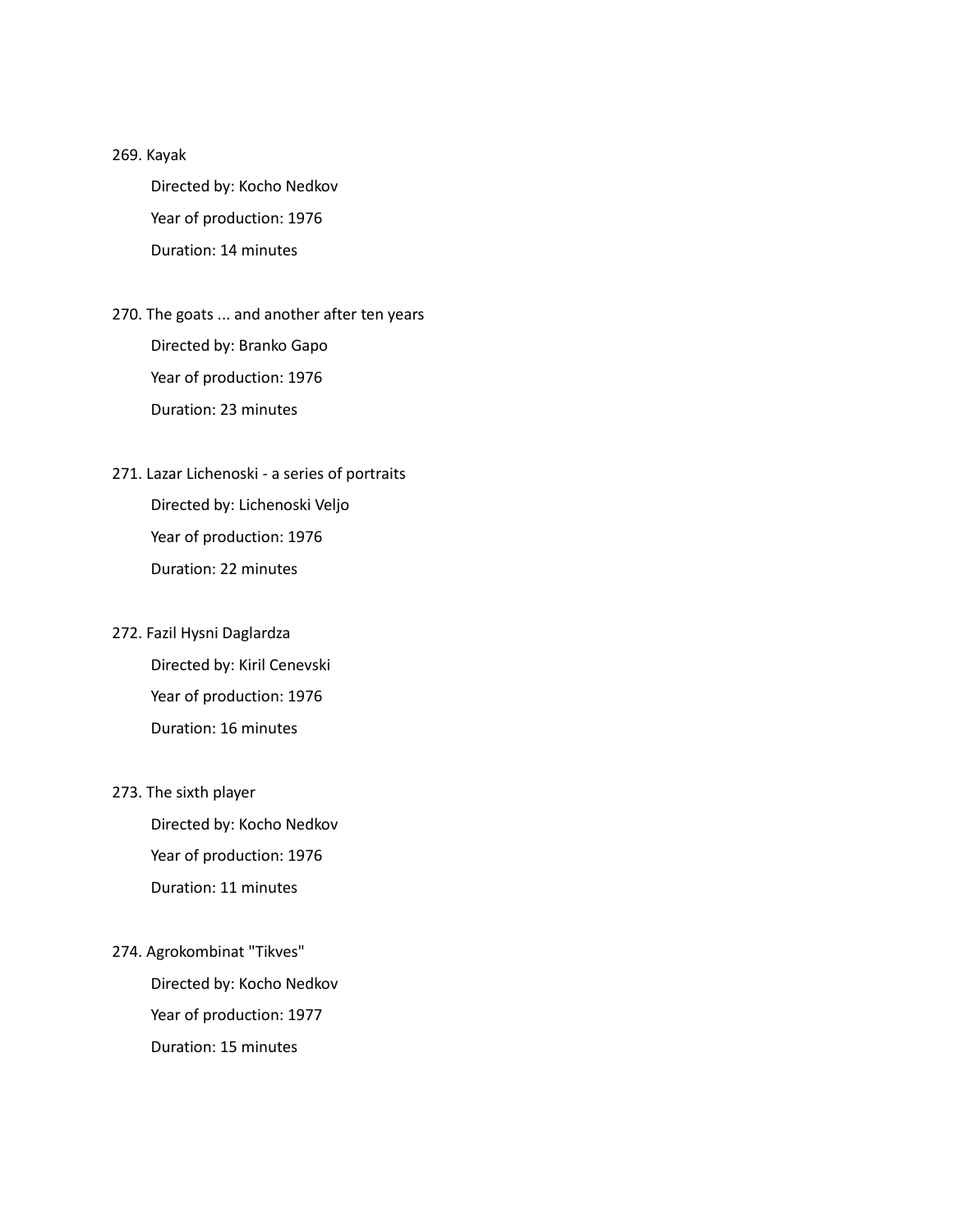269. Kayak

    Directed by: Kocho Nedkov

    Year of production: 1976

    Duration: 14 minutes

270. The goats ... and another after ten years

    Directed by: Branko Gapo

    Year of production: 1976

    Duration: 23 minutes

271. Lazar Lichenoski - a series of portraits

    Directed by: Lichenoski Veljo

    Year of production: 1976

    Duration: 22 minutes

272. Fazil Hysni Daglardza

    Directed by: Kiril Cenevski

    Year of production: 1976

    Duration: 16 minutes

273. The sixth player

    Directed by: Kocho Nedkov

    Year of production: 1976

    Duration: 11 minutes

274. Agrokombinat "Tikves"

    Directed by: Kocho Nedkov

    Year of production: 1977

    Duration: 15 minutes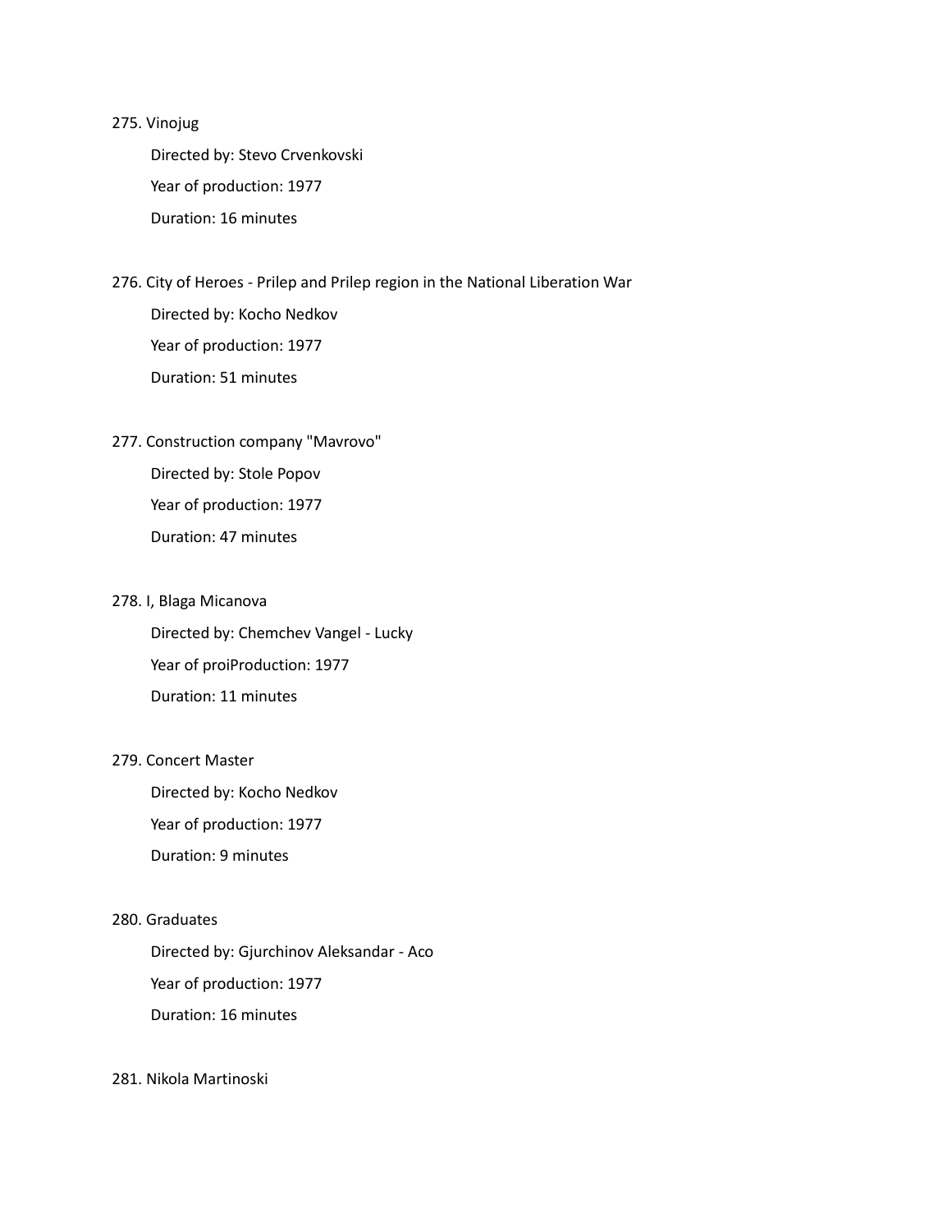275. Vinojug

    Directed by: Stevo Crvenkovski

    Year of production: 1977

    Duration: 16 minutes

276. City of Heroes - Prilep and Prilep region in the National Liberation War

    Directed by: Kocho Nedkov

    Year of production: 1977

    Duration: 51 minutes

277. Construction company "Mavrovo"

    Directed by: Stole Popov

    Year of production: 1977

    Duration: 47 minutes

278. I, Blaga Micanova

    Directed by: Chemchev Vangel - Lucky

    Year of proiProduction: 1977

    Duration: 11 minutes

279. Concert Master

    Directed by: Kocho Nedkov

    Year of production: 1977

    Duration: 9 minutes

280. Graduates

    Directed by: Gjurchinov Aleksandar - Aco

    Year of production: 1977

    Duration: 16 minutes

281. Nikola Martinoski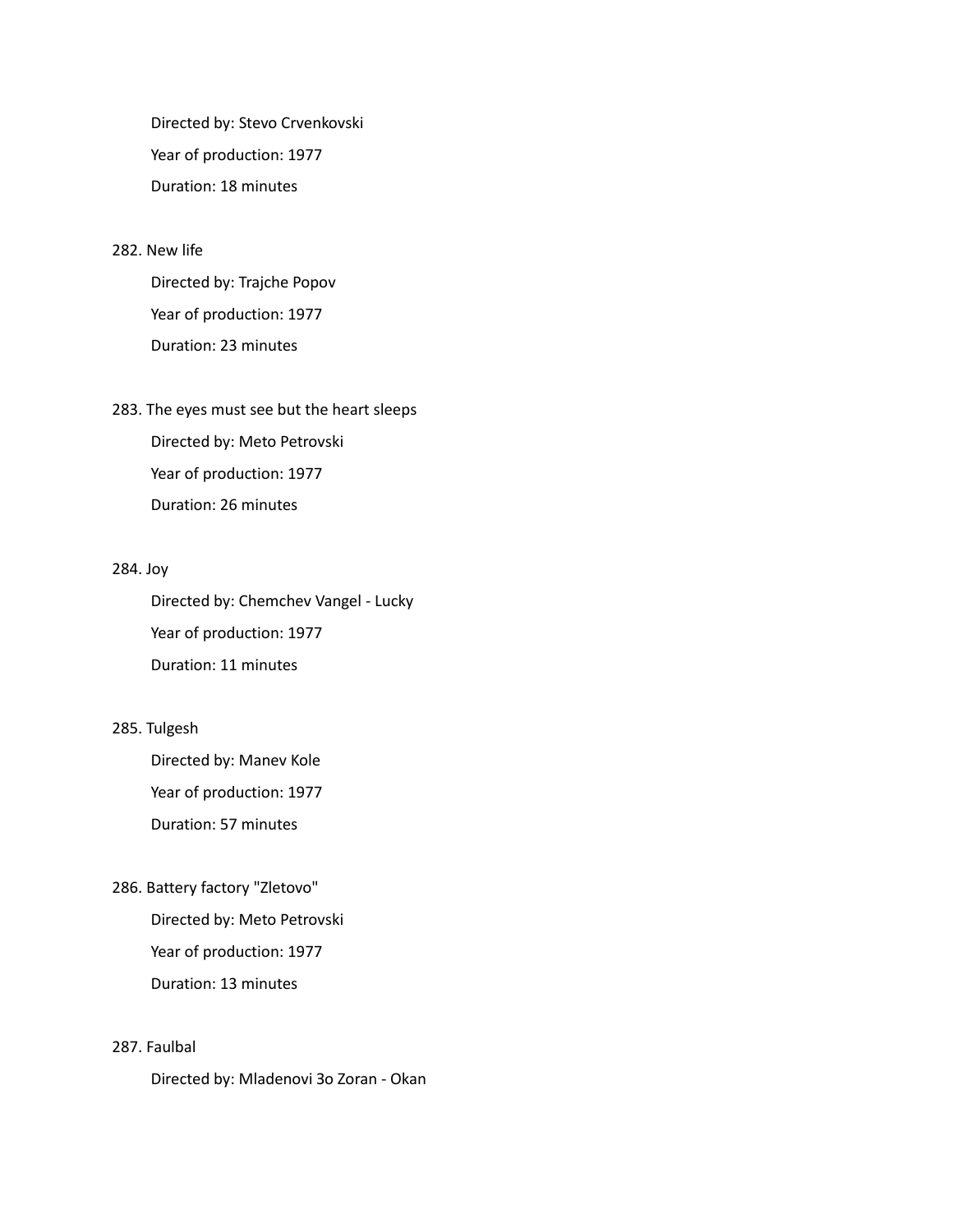Directed by: Stevo Crvenkovski

Year of production: 1977

Duration: 18 minutes

282. New life

Directed by: Trajche Popov

Year of production: 1977

Duration: 23 minutes

283. The eyes must see but the heart sleeps

Directed by: Meto Petrovski

Year of production: 1977

Duration: 26 minutes

284. Joy

Directed by: Chemchev Vangel - Lucky

Year of production: 1977

Duration: 11 minutes

285. Tulgesh

Directed by: Manev Kole

Year of production: 1977

Duration: 57 minutes

286. Battery factory "Zletovo"

Directed by: Meto Petrovski

Year of production: 1977

Duration: 13 minutes

287. Faulbal

Directed by: Mladenovi 3o Zoran - Okan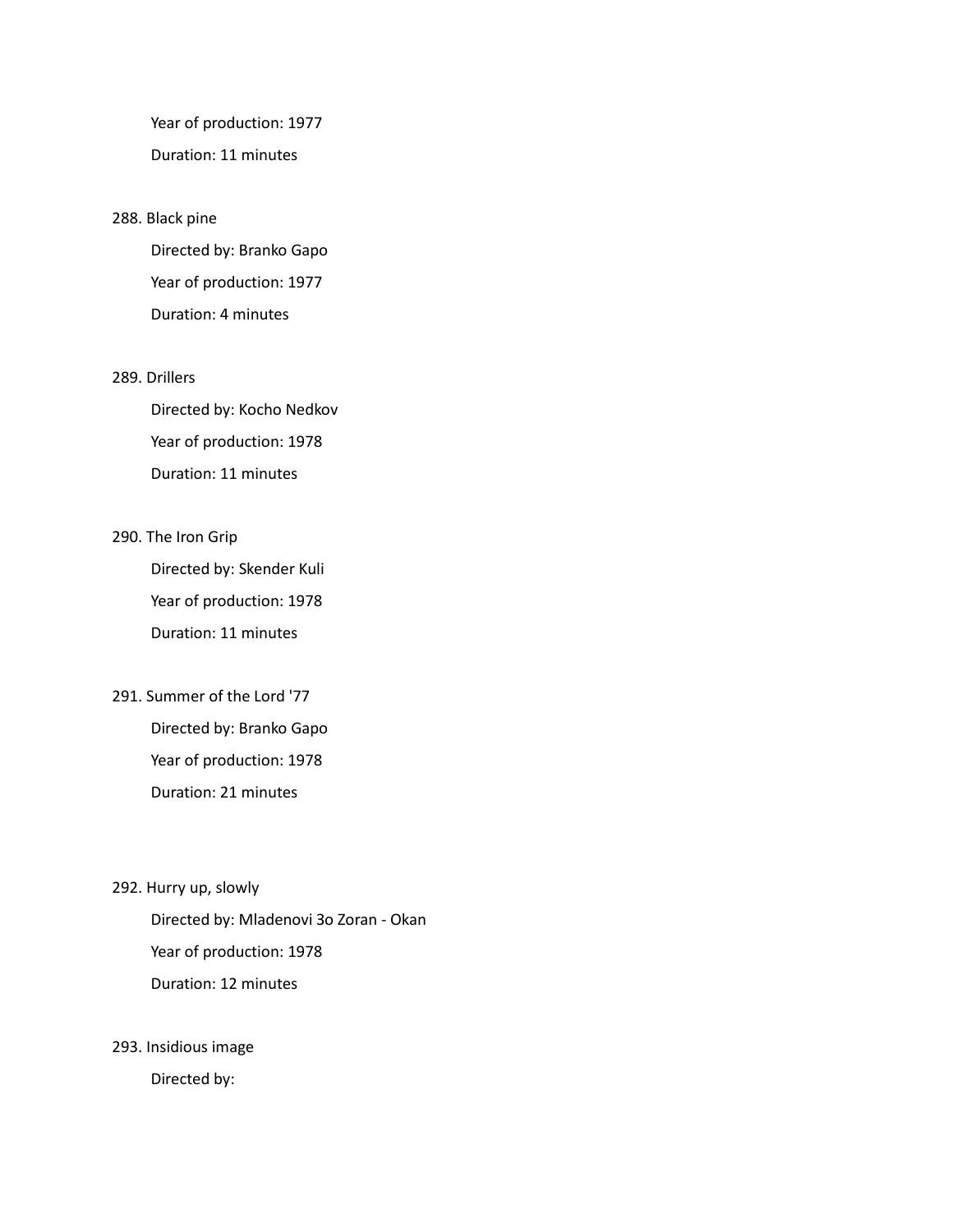Year of production: 1977

Duration: 11 minutes

288. Black pine

Directed by: Branko Gapo

Year of production: 1977

Duration: 4 minutes

289. Drillers

Directed by: Kocho Nedkov

Year of production: 1978

Duration: 11 minutes

290. The Iron Grip

Directed by: Skender Kuli

Year of production: 1978

Duration: 11 minutes

291. Summer of the Lord '77

Directed by: Branko Gapo

Year of production: 1978

Duration: 21 minutes

292. Hurry up, slowly

Directed by: Mladenovi 3o Zoran - Okan

Year of production: 1978

Duration: 12 minutes

293. Insidious image

Directed by: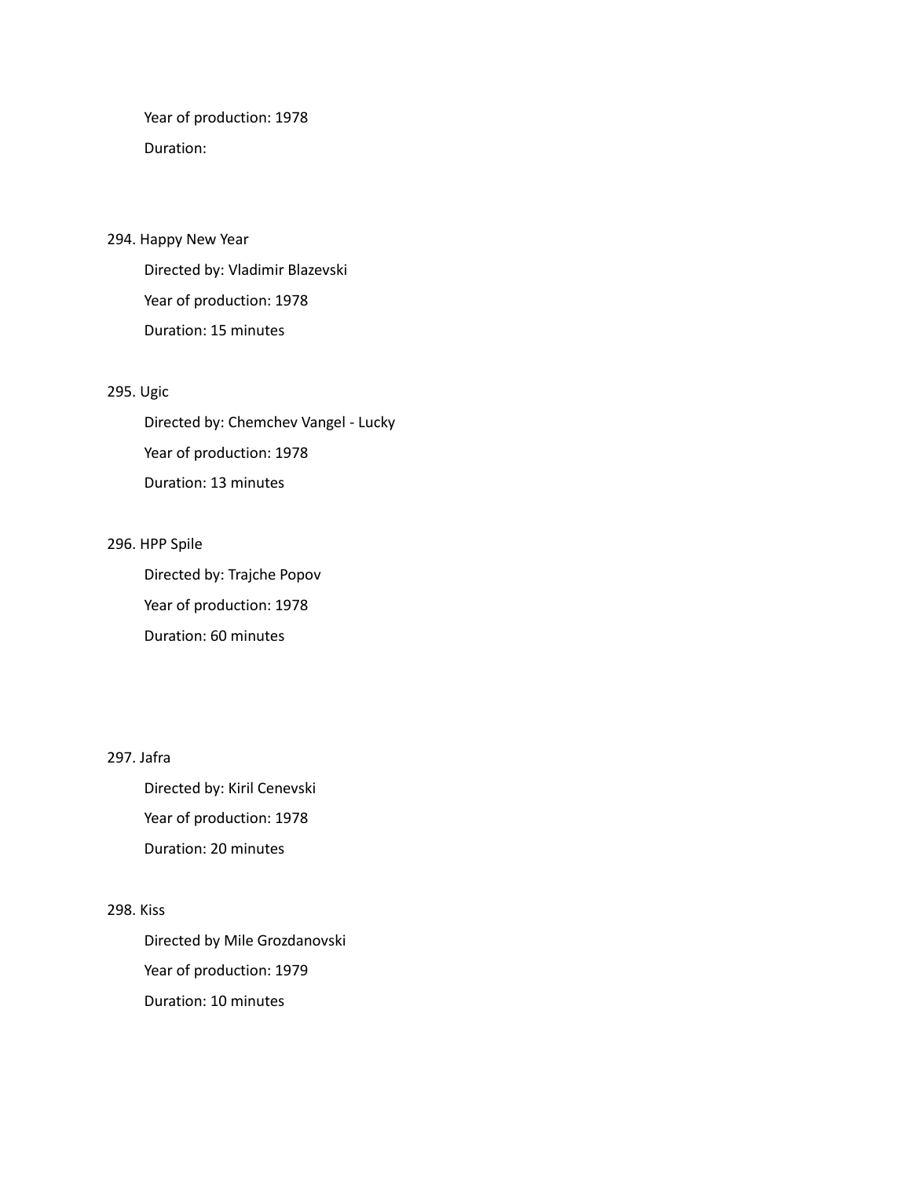Year of production: 1978

Duration:

294. Happy New Year

    Directed by: Vladimir Blazevski

    Year of production: 1978

    Duration: 15 minutes

295. Ugic

    Directed by: Chemchev Vangel - Lucky

    Year of production: 1978

    Duration: 13 minutes

296. HPP Spile

    Directed by: Trajche Popov

    Year of production: 1978

    Duration: 60 minutes

297. Jafra

    Directed by: Kiril Cenevski

    Year of production: 1978

    Duration: 20 minutes

298. Kiss

    Directed by Mile Grozdanovski

    Year of production: 1979

    Duration: 10 minutes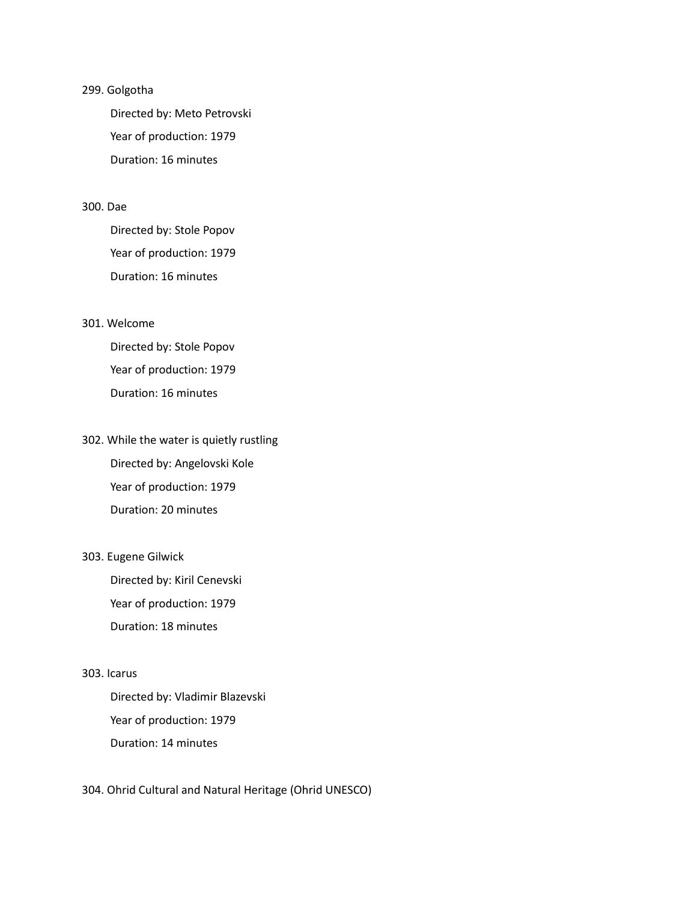299. Golgotha

 Directed by: Meto Petrovski

 Year of production: 1979

 Duration: 16 minutes

300. Dae

 Directed by: Stole Popov

 Year of production: 1979

 Duration: 16 minutes

301. Welcome

 Directed by: Stole Popov

 Year of production: 1979

 Duration: 16 minutes

302. While the water is quietly rustling

 Directed by: Angelovski Kole

 Year of production: 1979

 Duration: 20 minutes

303. Eugene Gilwick

 Directed by: Kiril Cenevski

 Year of production: 1979

 Duration: 18 minutes

303. Icarus

 Directed by: Vladimir Blazevski

 Year of production: 1979

 Duration: 14 minutes

304. Ohrid Cultural and Natural Heritage (Ohrid UNESCO)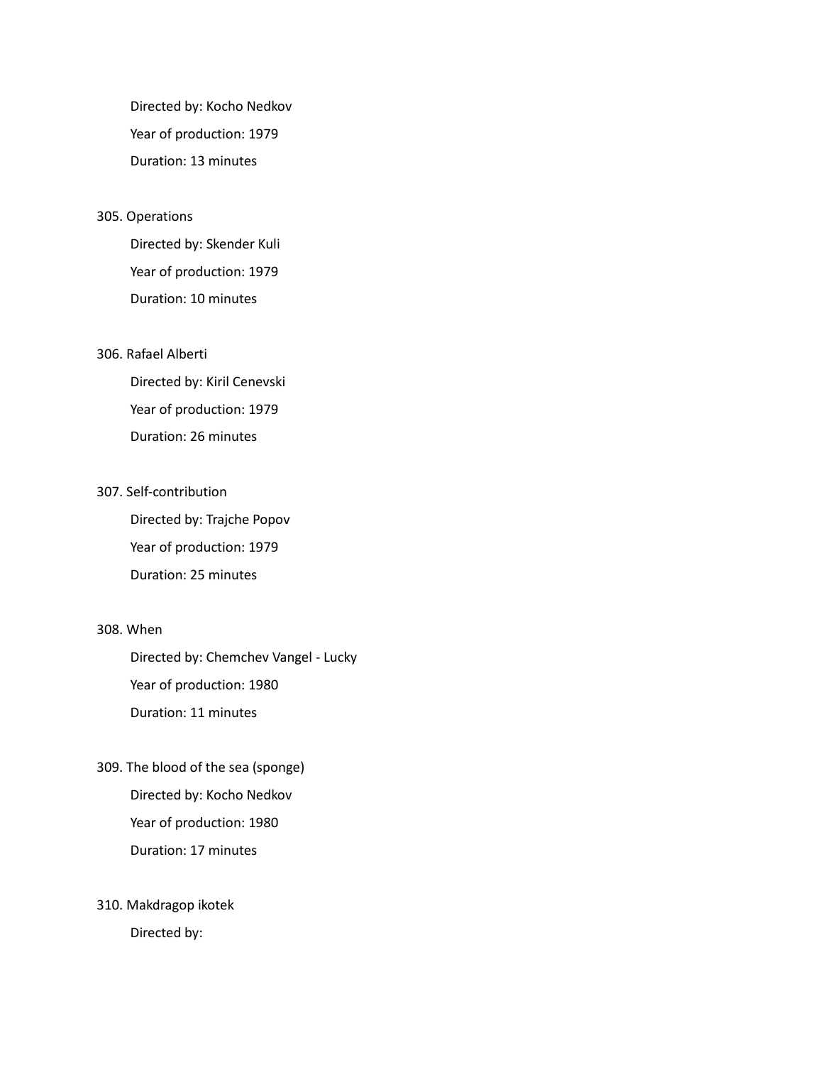Directed by: Kocho Nedkov

Year of production: 1979

Duration: 13 minutes

305. Operations

    Directed by: Skender Kuli

    Year of production: 1979

    Duration: 10 minutes

306. Rafael Alberti

    Directed by: Kiril Cenevski

    Year of production: 1979

    Duration: 26 minutes

307. Self-contribution

    Directed by: Trajche Popov

    Year of production: 1979

    Duration: 25 minutes

308. When

    Directed by: Chemchev Vangel - Lucky

    Year of production: 1980

    Duration: 11 minutes

309. The blood of the sea (sponge)

    Directed by: Kocho Nedkov

    Year of production: 1980

    Duration: 17 minutes

310. Makdragop ikotek

    Directed by: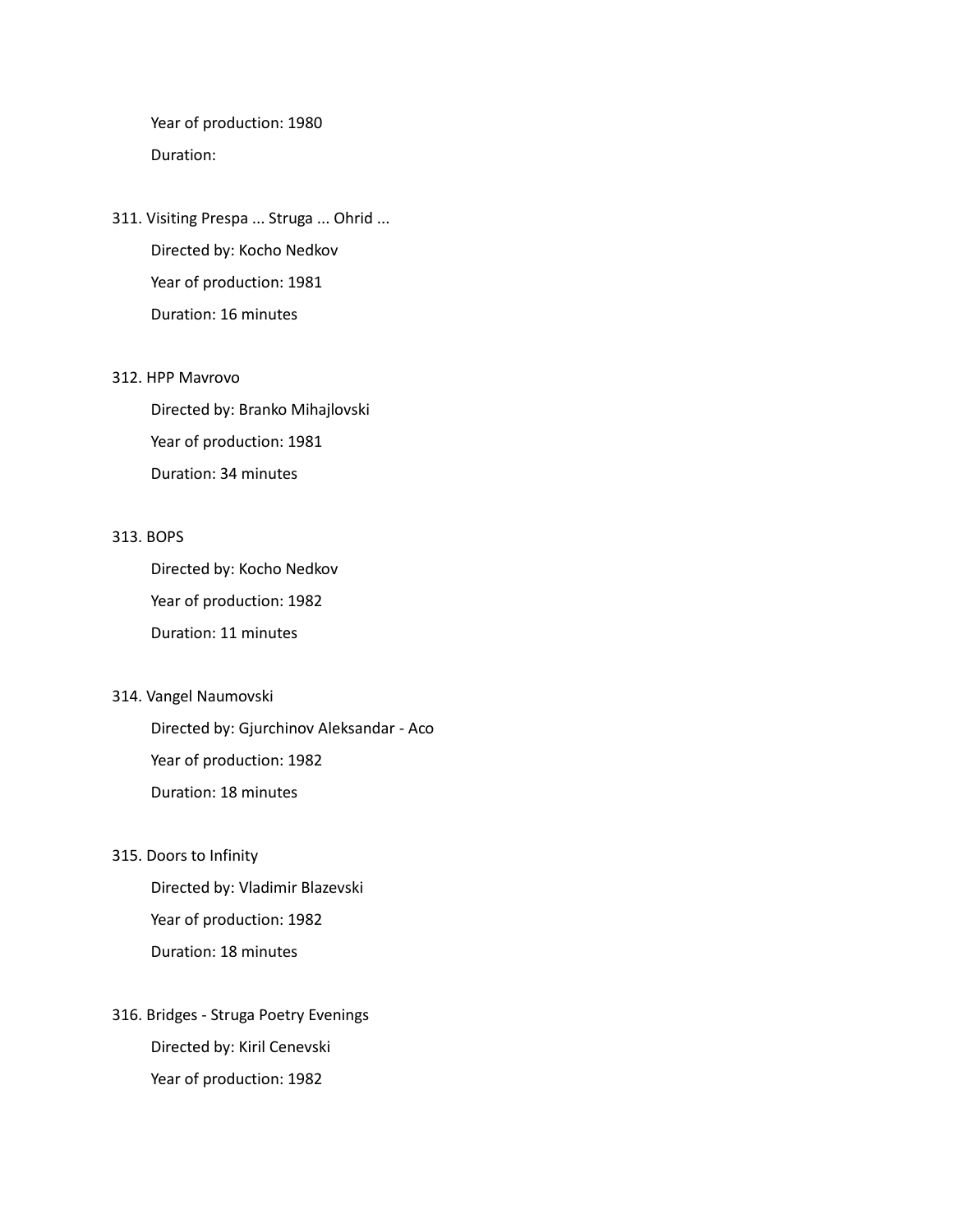Year of production: 1980

Duration:

311. Visiting Prespa ... Struga ... Ohrid ...

    Directed by: Kocho Nedkov

    Year of production: 1981

    Duration: 16 minutes

312. HPP Mavrovo

    Directed by: Branko Mihajlovski

    Year of production: 1981

    Duration: 34 minutes

313. BOPS

    Directed by: Kocho Nedkov

    Year of production: 1982

    Duration: 11 minutes

314. Vangel Naumovski

    Directed by: Gjurchinov Aleksandar - Aco

    Year of production: 1982

    Duration: 18 minutes

315. Doors to Infinity

    Directed by: Vladimir Blazevski

    Year of production: 1982

    Duration: 18 minutes

316. Bridges - Struga Poetry Evenings

    Directed by: Kiril Cenevski

    Year of production: 1982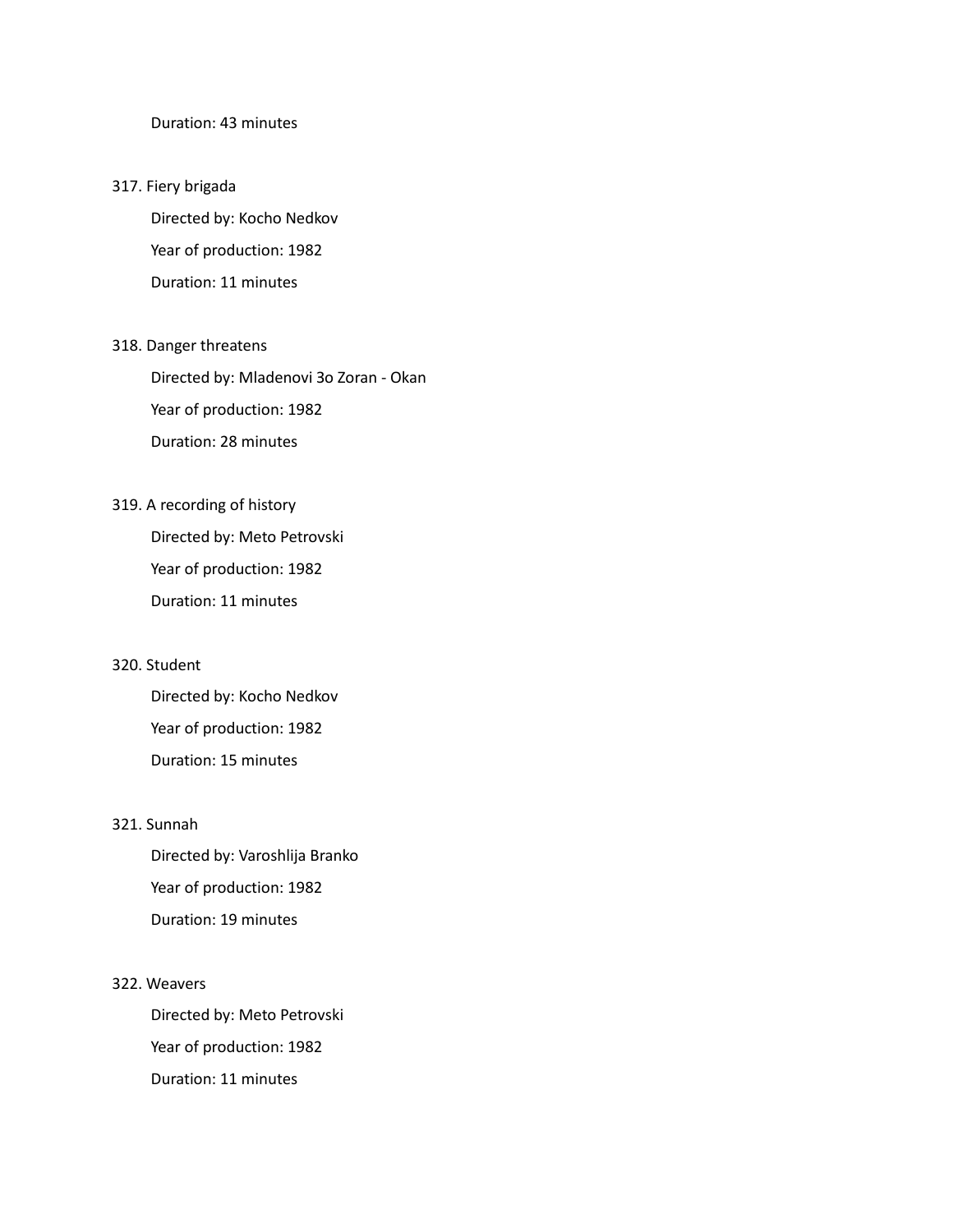Duration: 43 minutes

317. Fiery brigada

  Directed by: Kocho Nedkov

  Year of production: 1982

  Duration: 11 minutes

318. Danger threatens

  Directed by: Mladenovi 3o Zoran - Okan

  Year of production: 1982

  Duration: 28 minutes

319. A recording of history

  Directed by: Meto Petrovski

  Year of production: 1982

  Duration: 11 minutes

320. Student

  Directed by: Kocho Nedkov

  Year of production: 1982

  Duration: 15 minutes

321. Sunnah

  Directed by: Varoshlija Branko

  Year of production: 1982

  Duration: 19 minutes

322. Weavers

  Directed by: Meto Petrovski

  Year of production: 1982

  Duration: 11 minutes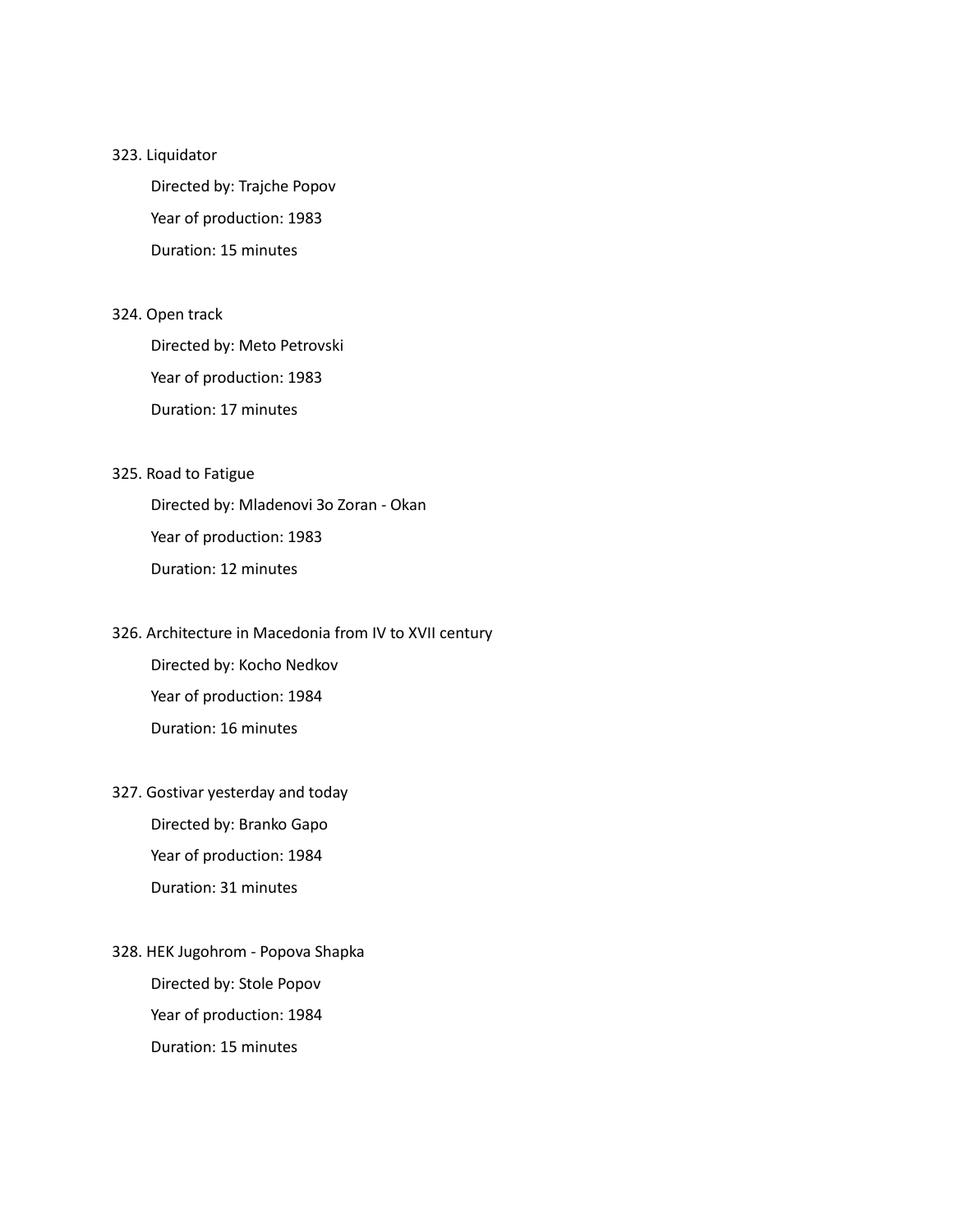323. Liquidator

    Directed by: Trajche Popov

    Year of production: 1983

    Duration: 15 minutes

324. Open track

    Directed by: Meto Petrovski

    Year of production: 1983

    Duration: 17 minutes

325. Road to Fatigue

    Directed by: Mladenovi 3o Zoran - Okan

    Year of production: 1983

    Duration: 12 minutes

326. Architecture in Macedonia from IV to XVII century

    Directed by: Kocho Nedkov

    Year of production: 1984

    Duration: 16 minutes

327. Gostivar yesterday and today

    Directed by: Branko Gapo

    Year of production: 1984

    Duration: 31 minutes

328. HEK Jugohrom - Popova Shapka

    Directed by: Stole Popov

    Year of production: 1984

    Duration: 15 minutes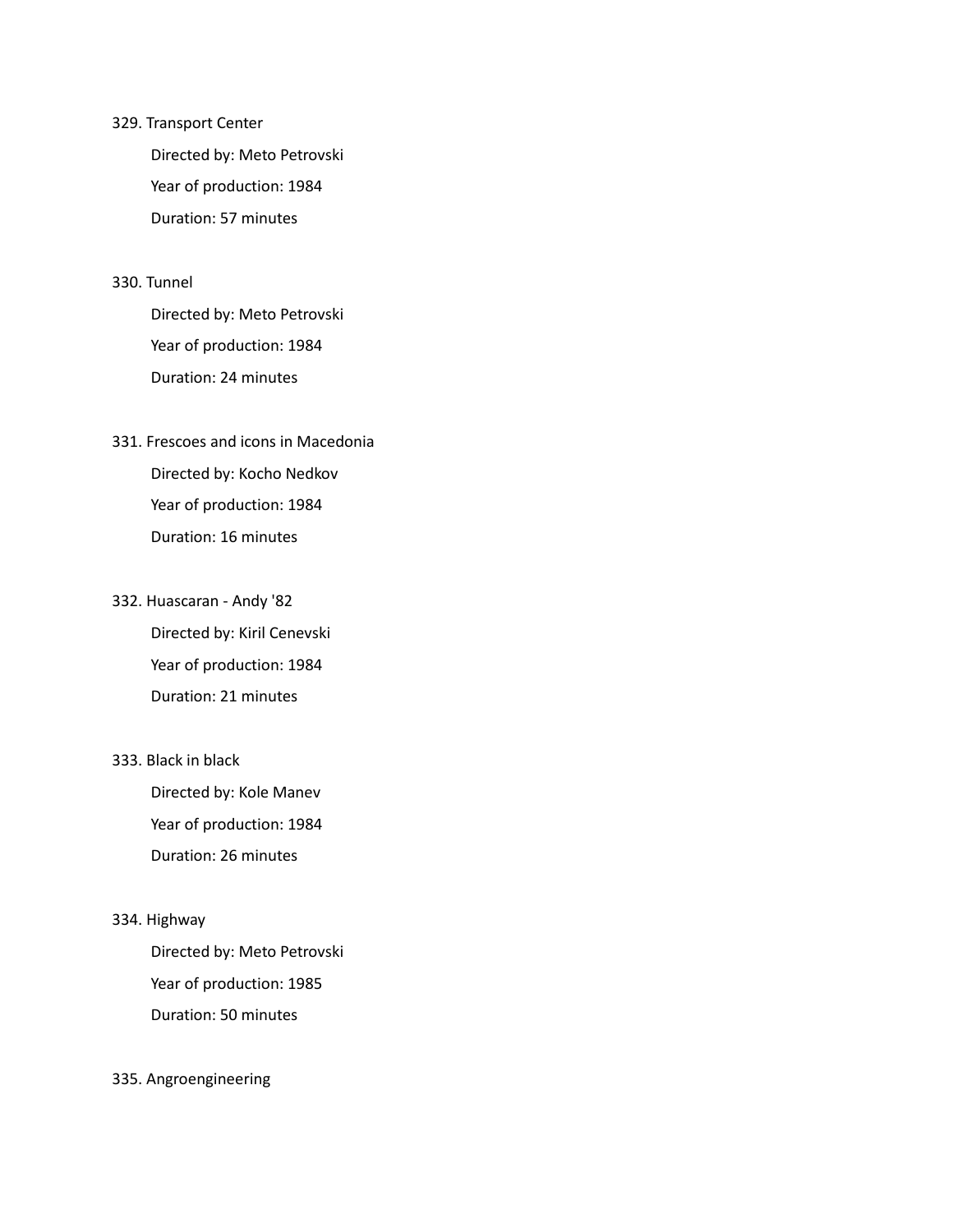329. Transport Center

    Directed by: Meto Petrovski

    Year of production: 1984

    Duration: 57 minutes

330. Tunnel

    Directed by: Meto Petrovski

    Year of production: 1984

    Duration: 24 minutes

331. Frescoes and icons in Macedonia

    Directed by: Kocho Nedkov

    Year of production: 1984

    Duration: 16 minutes

332. Huascaran - Andy '82

    Directed by: Kiril Cenevski

    Year of production: 1984

    Duration: 21 minutes

333. Black in black

    Directed by: Kole Manev

    Year of production: 1984

    Duration: 26 minutes

334. Highway

    Directed by: Meto Petrovski

    Year of production: 1985

    Duration: 50 minutes

335. Angroengineering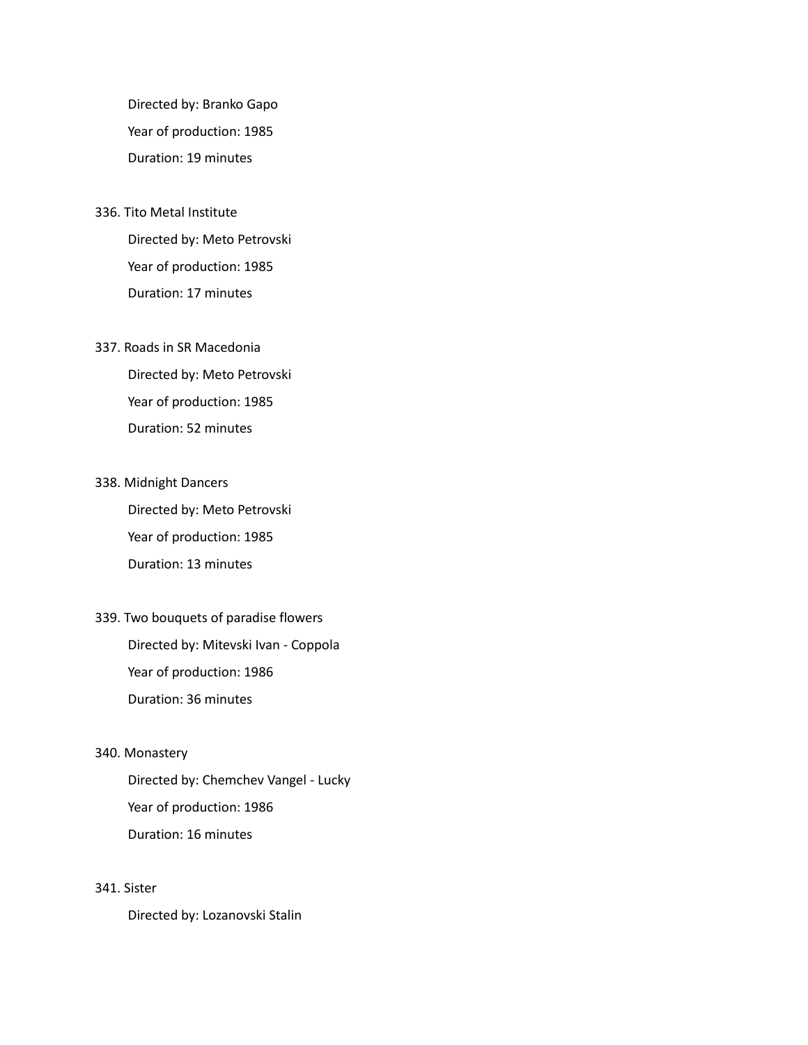Directed by: Branko Gapo

Year of production: 1985

Duration: 19 minutes

336. Tito Metal Institute

    Directed by: Meto Petrovski

    Year of production: 1985

    Duration: 17 minutes

337. Roads in SR Macedonia

    Directed by: Meto Petrovski

    Year of production: 1985

    Duration: 52 minutes

338. Midnight Dancers

    Directed by: Meto Petrovski

    Year of production: 1985

    Duration: 13 minutes

339. Two bouquets of paradise flowers

    Directed by: Mitevski Ivan - Coppola

    Year of production: 1986

    Duration: 36 minutes

340. Monastery

    Directed by: Chemchev Vangel - Lucky

    Year of production: 1986

    Duration: 16 minutes

341. Sister

    Directed by: Lozanovski Stalin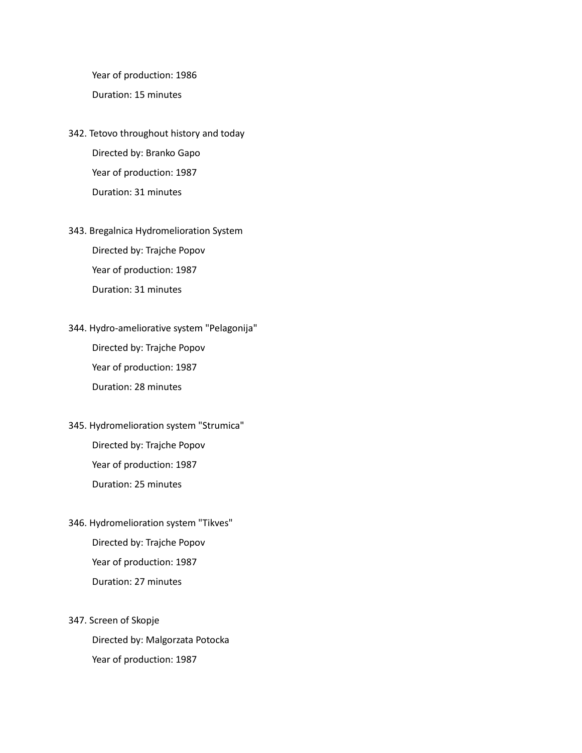Year of production: 1986

Duration: 15 minutes

342. Tetovo throughout history and today

 Directed by: Branko Gapo

 Year of production: 1987

 Duration: 31 minutes

343. Bregalnica Hydromelioration System

 Directed by: Trajche Popov

 Year of production: 1987

 Duration: 31 minutes

344. Hydro-ameliorative system "Pelagonija"

 Directed by: Trajche Popov

 Year of production: 1987

 Duration: 28 minutes

345. Hydromelioration system "Strumica"

 Directed by: Trajche Popov

 Year of production: 1987

 Duration: 25 minutes

346. Hydromelioration system "Tikves"

 Directed by: Trajche Popov

 Year of production: 1987

 Duration: 27 minutes

347. Screen of Skopje

 Directed by: Malgorzata Potocka

 Year of production: 1987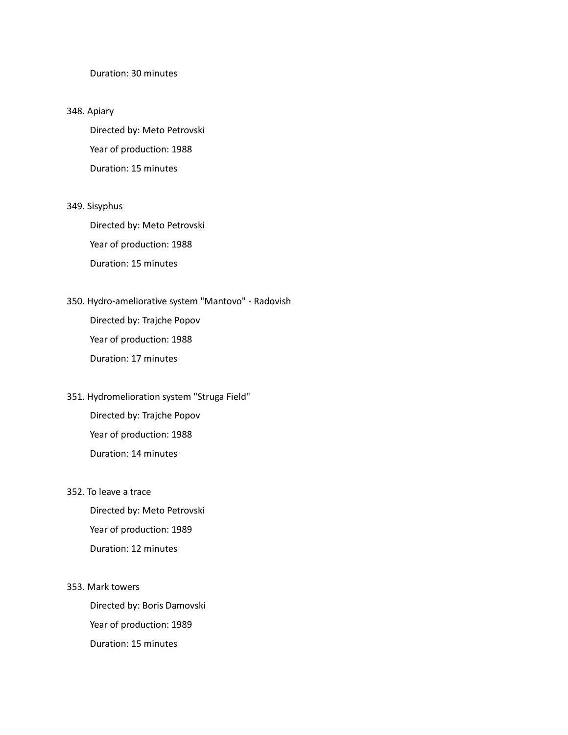Duration: 30 minutes

348. Apiary

 Directed by: Meto Petrovski

 Year of production: 1988

 Duration: 15 minutes

349. Sisyphus

 Directed by: Meto Petrovski

 Year of production: 1988

 Duration: 15 minutes

350. Hydro-ameliorative system "Mantovo" - Radovish

 Directed by: Trajche Popov

 Year of production: 1988

 Duration: 17 minutes

351. Hydromelioration system "Struga Field"

 Directed by: Trajche Popov

 Year of production: 1988

 Duration: 14 minutes

352. To leave a trace

 Directed by: Meto Petrovski

 Year of production: 1989

 Duration: 12 minutes

353. Mark towers

 Directed by: Boris Damovski

 Year of production: 1989

 Duration: 15 minutes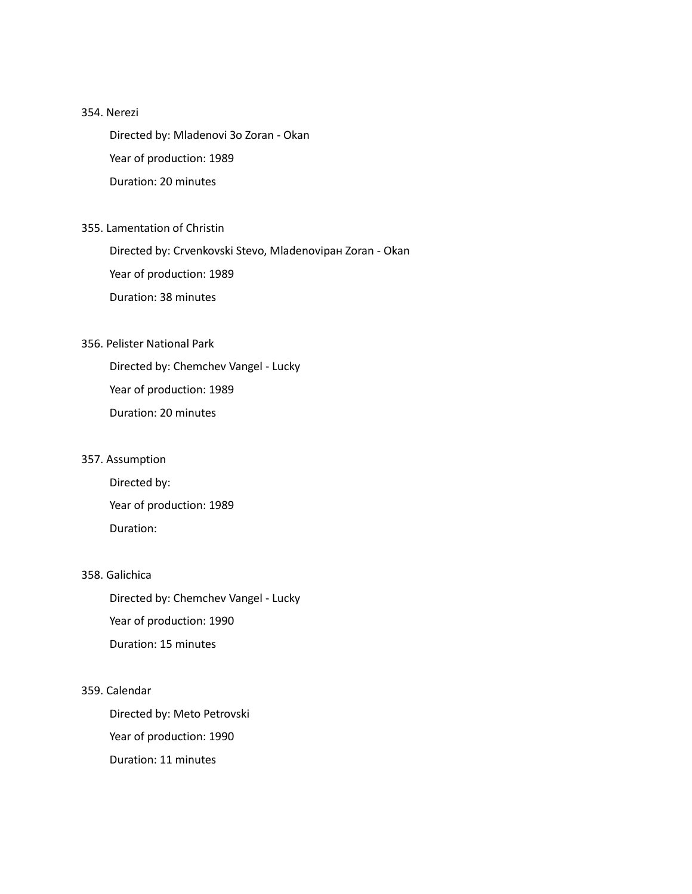354. Nerezi

Directed by: Mladenovi Зо Zoran - Okan

Year of production: 1989

Duration: 20 minutes

355. Lamentation of Christin

Directed by: Crvenkovski Stevo, Mladenoviран Zoran - Okan

Year of production: 1989

Duration: 38 minutes

356. Pelister National Park

Directed by: Chemchev Vangel - Lucky

Year of production: 1989

Duration: 20 minutes

357. Assumption

Directed by:

Year of production: 1989

Duration:

358. Galichica

Directed by: Chemchev Vangel - Lucky

Year of production: 1990

Duration: 15 minutes

359. Calendar

Directed by: Meto Petrovski

Year of production: 1990

Duration: 11 minutes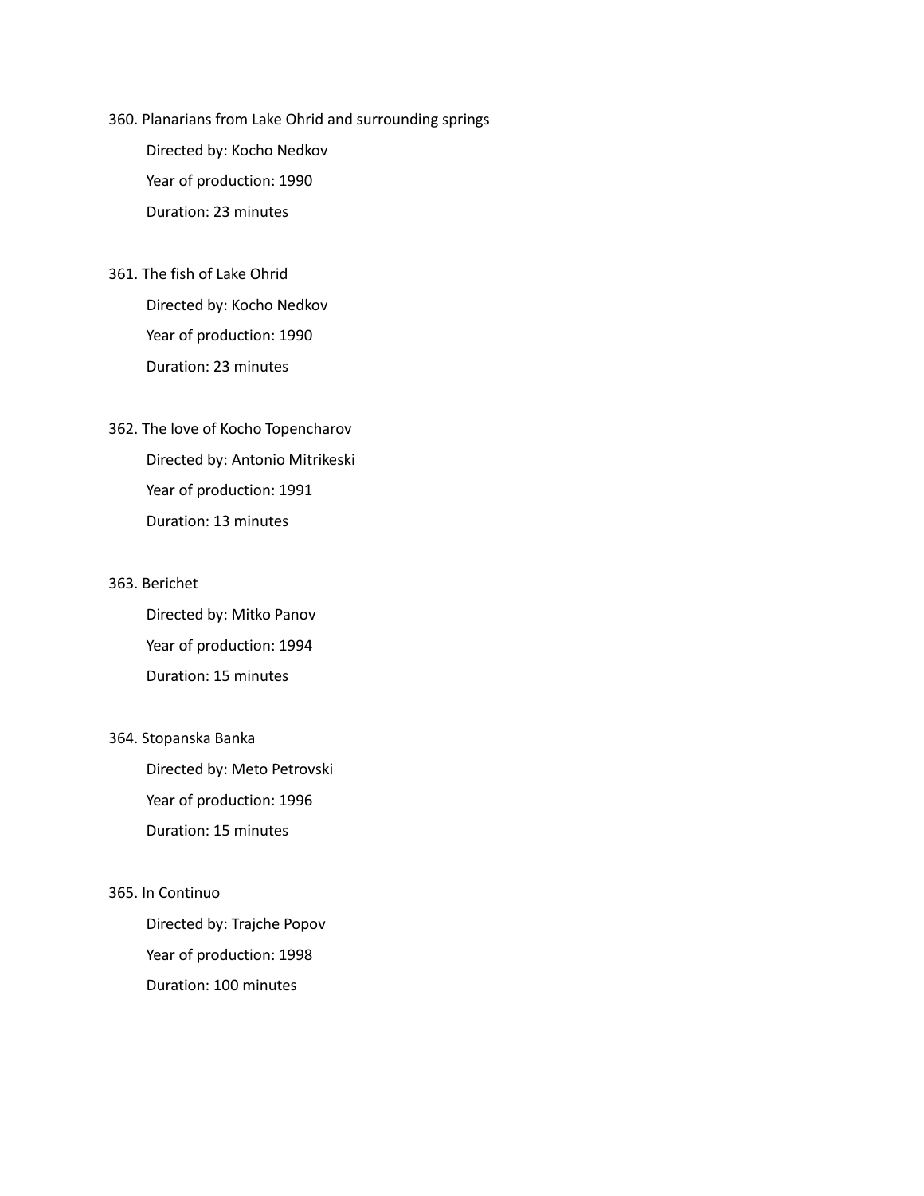360. Planarians from Lake Ohrid and surrounding springs

    Directed by: Kocho Nedkov

    Year of production: 1990

    Duration: 23 minutes

361. The fish of Lake Ohrid

    Directed by: Kocho Nedkov

    Year of production: 1990

    Duration: 23 minutes

362. The love of Kocho Topencharov

    Directed by: Antonio Mitrikeski

    Year of production: 1991

    Duration: 13 minutes

363. Berichet

    Directed by: Mitko Panov

    Year of production: 1994

    Duration: 15 minutes

364. Stopanska Banka

    Directed by: Meto Petrovski

    Year of production: 1996

    Duration: 15 minutes

365. In Continuo

    Directed by: Trajche Popov

    Year of production: 1998

    Duration: 100 minutes